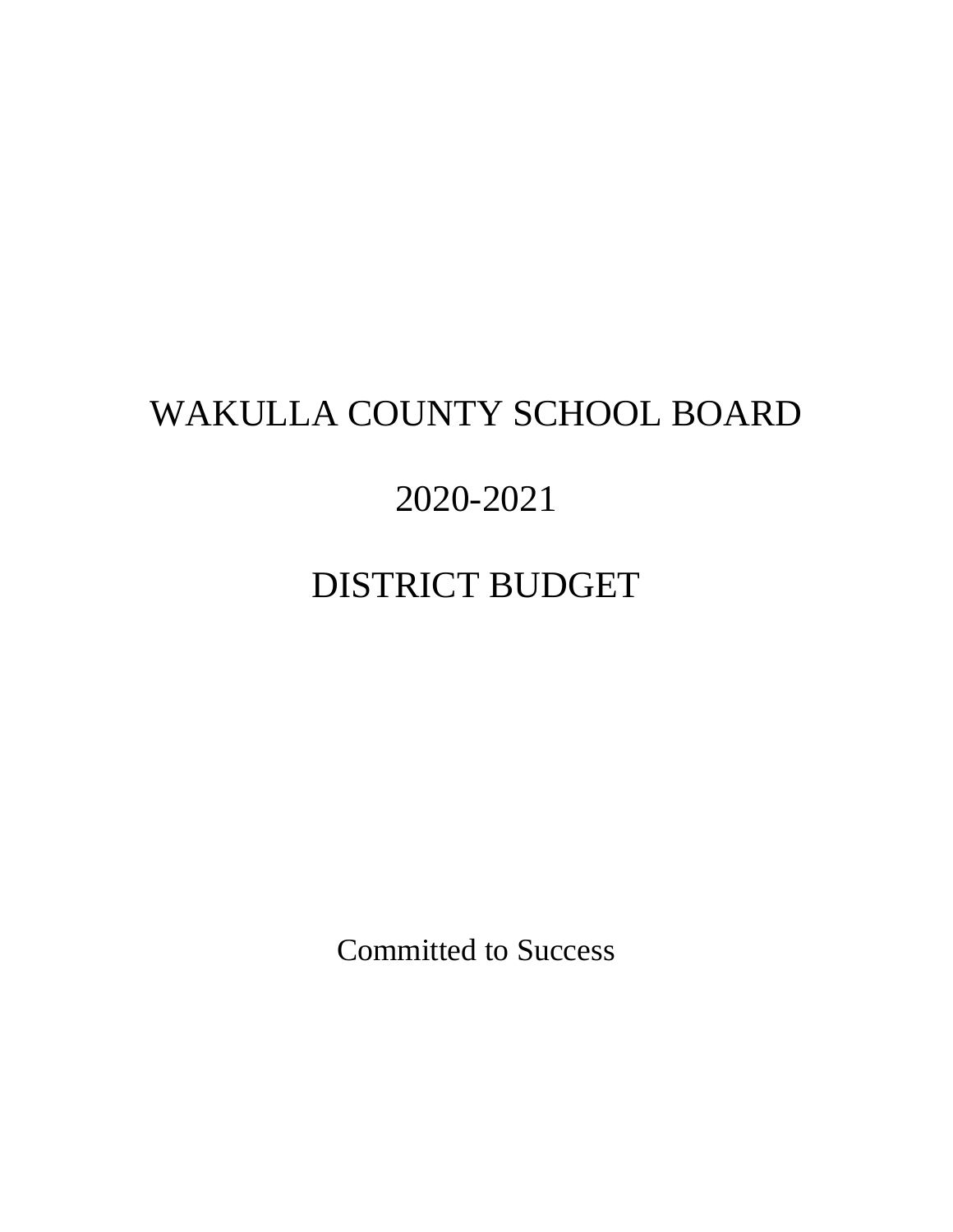# WAKULLA COUNTY SCHOOL BOARD

# 2020-2021

# DISTRICT BUDGET

Committed to Success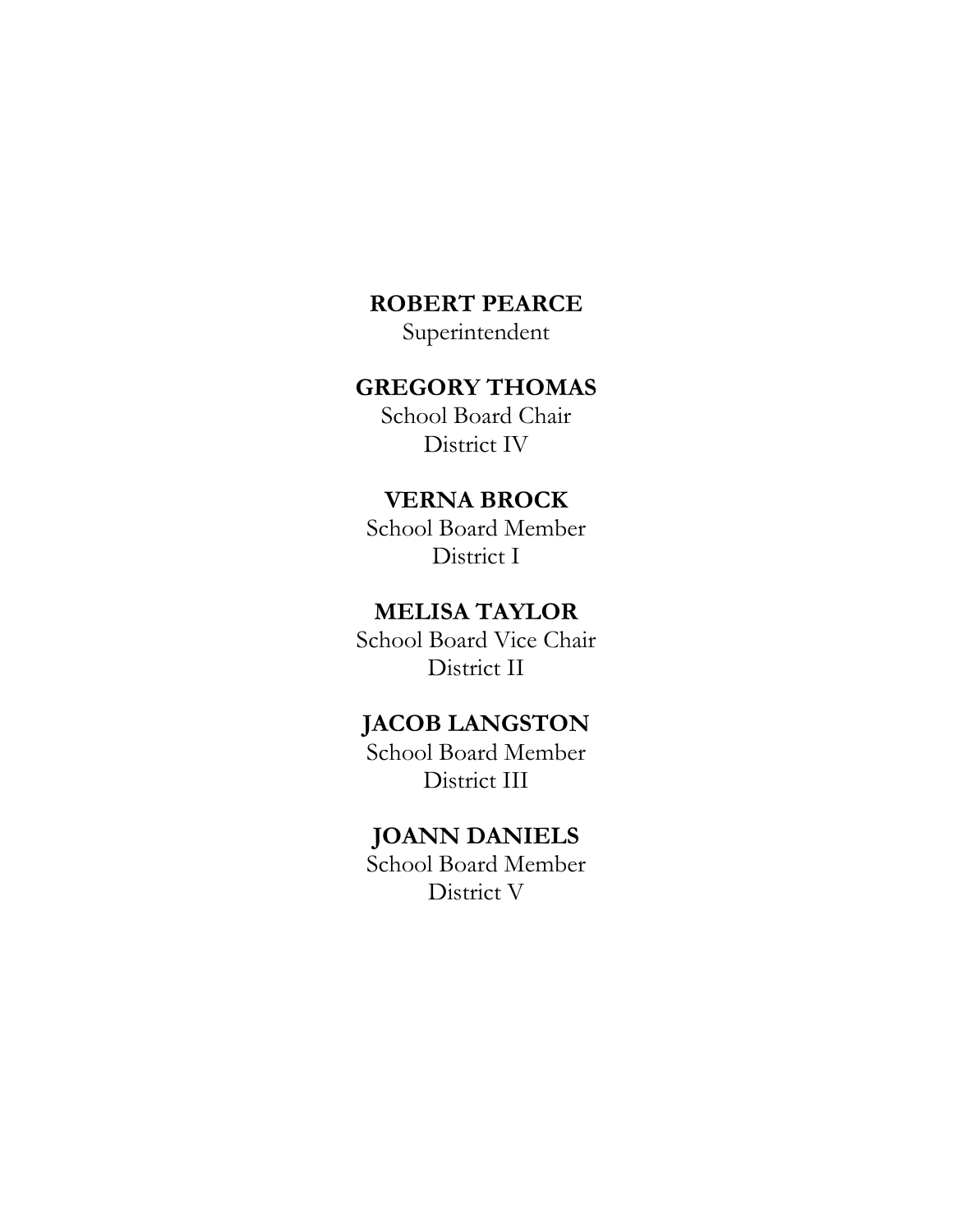**ROBERT PEARCE**
Superintendent

**GREGORY THOMAS**
School Board Chair
District IV

**VERNA BROCK**
School Board Member
District I

**MELISA TAYLOR**
School Board Vice Chair
District II

**JACOB LANGSTON**
School Board Member
District III

**JOANN DANIELS**
School Board Member
District V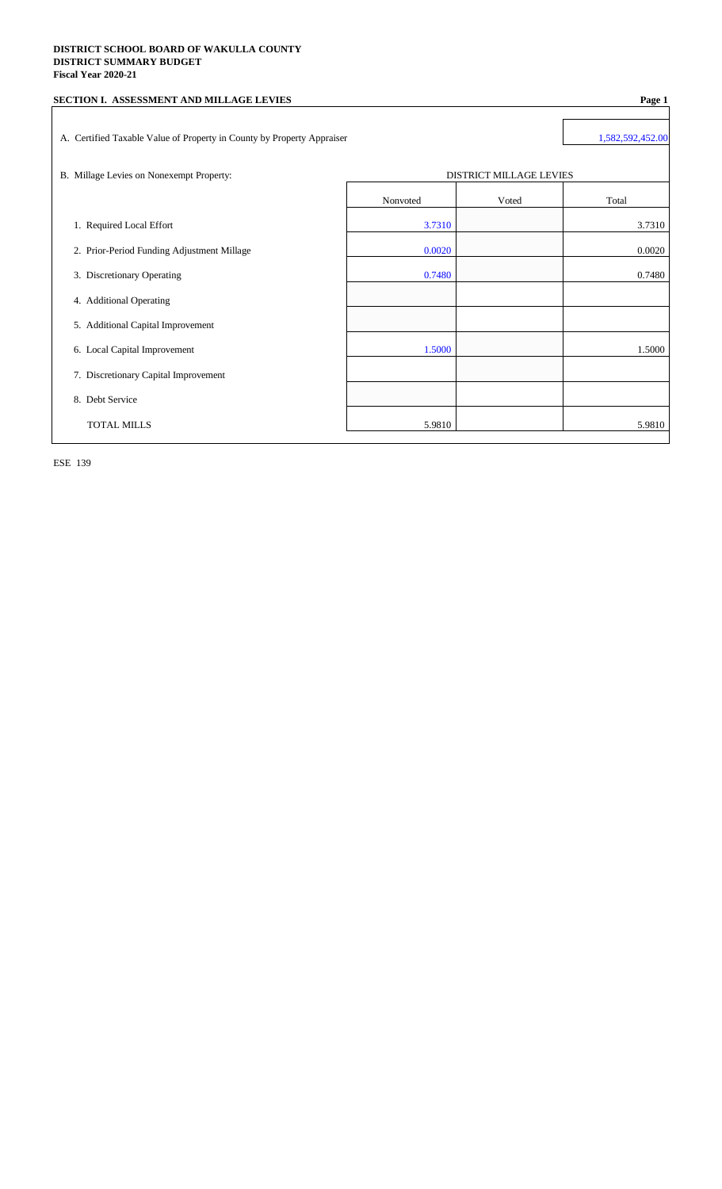**DISTRICT SCHOOL BOARD OF WAKULLA COUNTY**
**DISTRICT SUMMARY BUDGET**
**Fiscal Year 2020-21**

## SECTION I. ASSESSMENT AND MILLAGE LEVIES

A. Certified Taxable Value of Property in County by Property Appraiser: 1,582,592,452.00

B. Millage Levies on Nonexempt Property:

| | DISTRICT MILLAGE LEVIES | | |
|---|---|---|---|
| | Nonvoted | Voted | Total |
| 1. Required Local Effort | 3.7310 | | 3.7310 |
| 2. Prior-Period Funding Adjustment Millage | 0.0020 | | 0.0020 |
| 3. Discretionary Operating | 0.7480 | | 0.7480 |
| 4. Additional Operating | | | |
| 5. Additional Capital Improvement | | | |
| 6. Local Capital Improvement | 1.5000 | | 1.5000 |
| 7. Discretionary Capital Improvement | | | |
| 8. Debt Service | | | |
| TOTAL MILLS | 5.9810 | | 5.9810 |

ESE 139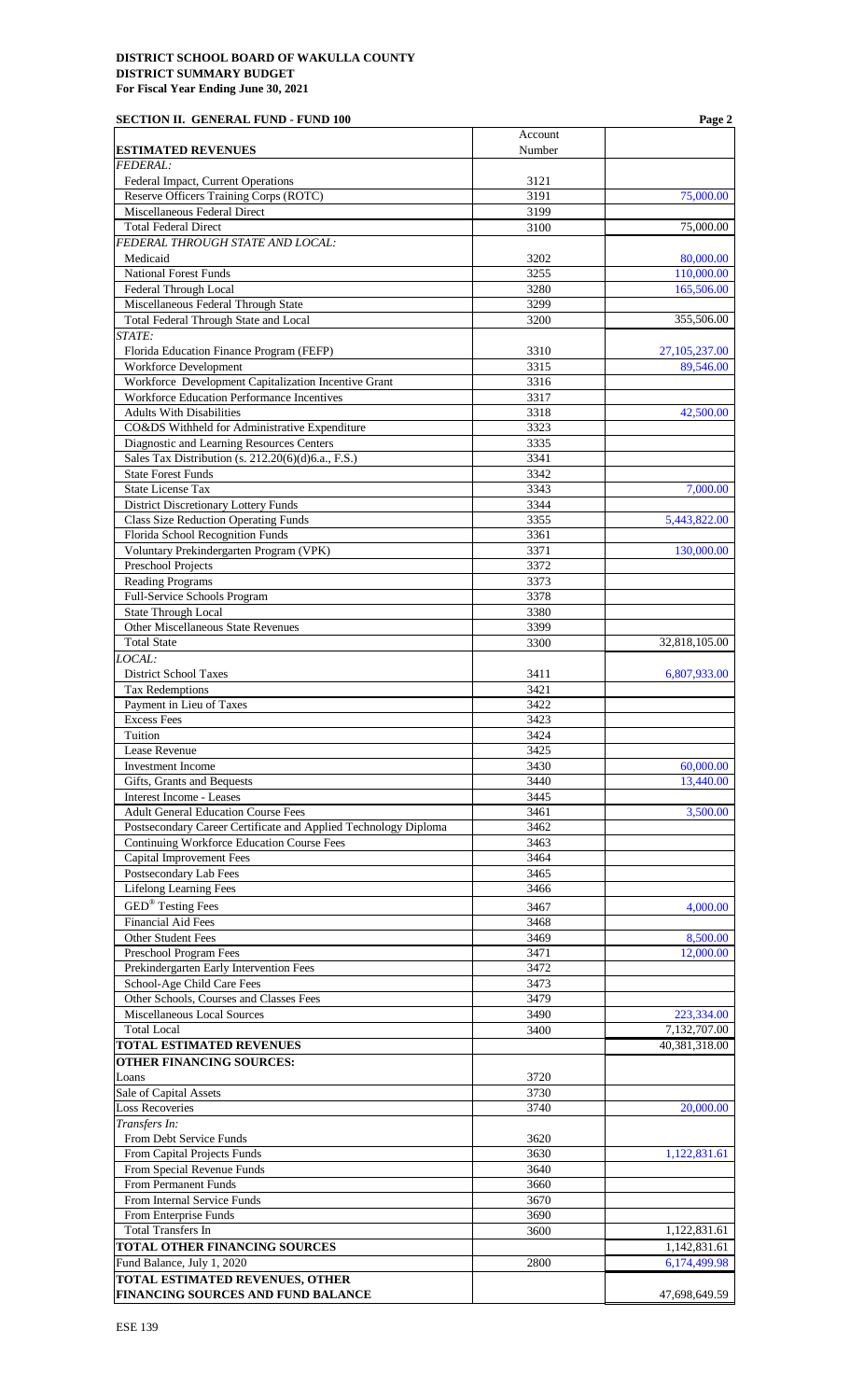**DISTRICT SCHOOL BOARD OF WAKULLA COUNTY**
**DISTRICT SUMMARY BUDGET**
**For Fiscal Year Ending June 30, 2021**

**SECTION II. GENERAL FUND - FUND 100**

| **ESTIMATED REVENUES** | Account Number | |
|---|---|---|
| *FEDERAL:* | | |
| Federal Impact, Current Operations | 3121 | |
| Reserve Officers Training Corps (ROTC) | 3191 | 75,000.00 |
| Miscellaneous Federal Direct | 3199 | |
| Total Federal Direct | 3100 | 75,000.00 |
| *FEDERAL THROUGH STATE AND LOCAL:* | | |
| Medicaid | 3202 | 80,000.00 |
| National Forest Funds | 3255 | 110,000.00 |
| Federal Through Local | 3280 | 165,506.00 |
| Miscellaneous Federal Through State | 3299 | |
| Total Federal Through State and Local | 3200 | 355,506.00 |
| *STATE:* | | |
| Florida Education Finance Program (FEFP) | 3310 | 27,105,237.00 |
| Workforce Development | 3315 | 89,546.00 |
| Workforce Development Capitalization Incentive Grant | 3316 | |
| Workforce Education Performance Incentives | 3317 | |
| Adults With Disabilities | 3318 | 42,500.00 |
| CO&DS Withheld for Administrative Expenditure | 3323 | |
| Diagnostic and Learning Resources Centers | 3335 | |
| Sales Tax Distribution (s. 212.20(6)(d)6.a., F.S.) | 3341 | |
| State Forest Funds | 3342 | |
| State License Tax | 3343 | 7,000.00 |
| District Discretionary Lottery Funds | 3344 | |
| Class Size Reduction Operating Funds | 3355 | 5,443,822.00 |
| Florida School Recognition Funds | 3361 | |
| Voluntary Prekindergarten Program (VPK) | 3371 | 130,000.00 |
| Preschool Projects | 3372 | |
| Reading Programs | 3373 | |
| Full-Service Schools Program | 3378 | |
| State Through Local | 3380 | |
| Other Miscellaneous State Revenues | 3399 | |
| Total State | 3300 | 32,818,105.00 |
| *LOCAL:* | | |
| District School Taxes | 3411 | 6,807,933.00 |
| Tax Redemptions | 3421 | |
| Payment in Lieu of Taxes | 3422 | |
| Excess Fees | 3423 | |
| Tuition | 3424 | |
| Lease Revenue | 3425 | |
| Investment Income | 3430 | 60,000.00 |
| Gifts, Grants and Bequests | 3440 | 13,440.00 |
| Interest Income - Leases | 3445 | |
| Adult General Education Course Fees | 3461 | 3,500.00 |
| Postsecondary Career Certificate and Applied Technology Diploma | 3462 | |
| Continuing Workforce Education Course Fees | 3463 | |
| Capital Improvement Fees | 3464 | |
| Postsecondary Lab Fees | 3465 | |
| Lifelong Learning Fees | 3466 | |
| GED® Testing Fees | 3467 | 4,000.00 |
| Financial Aid Fees | 3468 | |
| Other Student Fees | 3469 | 8,500.00 |
| Preschool Program Fees | 3471 | 12,000.00 |
| Prekindergarten Early Intervention Fees | 3472 | |
| School-Age Child Care Fees | 3473 | |
| Other Schools, Courses and Classes Fees | 3479 | |
| Miscellaneous Local Sources | 3490 | 223,334.00 |
| Total Local | 3400 | 7,132,707.00 |
| **TOTAL ESTIMATED REVENUES** | | 40,381,318.00 |
| **OTHER FINANCING SOURCES:** | | |
| Loans | 3720 | |
| Sale of Capital Assets | 3730 | |
| Loss Recoveries | 3740 | 20,000.00 |
| *Transfers In:* | | |
| From Debt Service Funds | 3620 | |
| From Capital Projects Funds | 3630 | 1,122,831.61 |
| From Special Revenue Funds | 3640 | |
| From Permanent Funds | 3660 | |
| From Internal Service Funds | 3670 | |
| From Enterprise Funds | 3690 | |
| Total Transfers In | 3600 | 1,122,831.61 |
| **TOTAL OTHER FINANCING SOURCES** | | 1,142,831.61 |
| Fund Balance, July 1, 2020 | 2800 | 6,174,499.98 |
| **TOTAL ESTIMATED REVENUES, OTHER FINANCING SOURCES AND FUND BALANCE** | | 47,698,649.59 |

ESE 139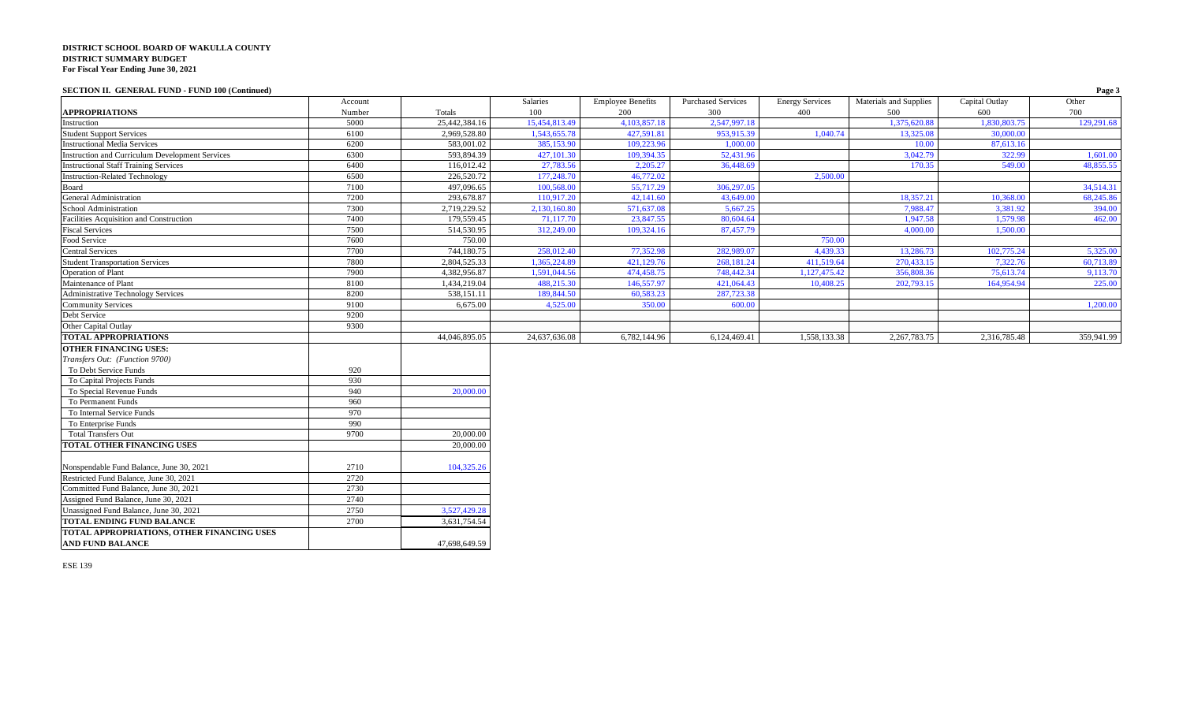**DISTRICT SCHOOL BOARD OF WAKULLA COUNTY**
**DISTRICT SUMMARY BUDGET**
**For Fiscal Year Ending June 30, 2021**

**SECTION II. GENERAL FUND - FUND 100 (Continued)**

| APPROPRIATIONS | Account Number | Totals | Salaries 100 | Employee Benefits 200 | Purchased Services 300 | Energy Services 400 | Materials and Supplies 500 | Capital Outlay 600 | Other 700 |
|---|---|---|---|---|---|---|---|---|---|
| Instruction | 5000 | 25,442,384.16 | 15,454,813.49 | 4,103,857.18 | 2,547,997.18 | | 1,375,620.88 | 1,830,803.75 | 129,291.68 |
| Student Support Services | 6100 | 2,969,528.80 | 1,543,655.78 | 427,591.81 | 953,915.39 | 1,040.74 | 13,325.08 | 30,000.00 | |
| Instructional Media Services | 6200 | 583,001.02 | 385,153.90 | 109,223.96 | 1,000.00 | | 10.00 | 87,613.16 | |
| Instruction and Curriculum Development Services | 6300 | 593,894.39 | 427,101.30 | 109,394.35 | 52,431.96 | | 3,042.79 | 322.99 | 1,601.00 |
| Instructional Staff Training Services | 6400 | 116,012.42 | 27,783.56 | 2,205.27 | 36,448.69 | | 170.35 | 549.00 | 48,855.55 |
| Instruction-Related Technology | 6500 | 226,520.72 | 177,248.70 | 46,772.02 | | 2,500.00 | | | |
| Board | 7100 | 497,096.65 | 100,568.00 | 55,717.29 | 306,297.05 | | | | 34,514.31 |
| General Administration | 7200 | 293,678.87 | 110,917.20 | 42,141.60 | 43,649.00 | | 18,357.21 | 10,368.00 | 68,245.86 |
| School Administration | 7300 | 2,719,229.52 | 2,130,160.80 | 571,637.08 | 5,667.25 | | 7,988.47 | 3,381.92 | 394.00 |
| Facilities Acquisition and Construction | 7400 | 179,559.45 | 71,117.70 | 23,847.55 | 80,604.64 | | 1,947.58 | 1,579.98 | 462.00 |
| Fiscal Services | 7500 | 514,530.95 | 312,249.00 | 109,324.16 | 87,457.79 | | 4,000.00 | 1,500.00 | |
| Food Service | 7600 | 750.00 | | | | 750.00 | | | |
| Central Services | 7700 | 744,180.75 | 258,012.40 | 77,352.98 | 282,989.07 | 4,439.33 | 13,286.73 | 102,775.24 | 5,325.00 |
| Student Transportation Services | 7800 | 2,804,525.33 | 1,365,224.89 | 421,129.76 | 268,181.24 | 411,519.64 | 270,433.15 | 7,322.76 | 60,713.89 |
| Operation of Plant | 7900 | 4,382,956.87 | 1,591,044.56 | 474,458.75 | 748,442.34 | 1,127,475.42 | 356,808.36 | 75,613.74 | 9,113.70 |
| Maintenance of Plant | 8100 | 1,434,219.04 | 488,215.30 | 146,557.97 | 421,064.43 | 10,408.25 | 202,793.15 | 164,954.94 | 225.00 |
| Administrative Technology Services | 8200 | 538,151.11 | 189,844.50 | 60,583.23 | 287,723.38 | | | | |
| Community Services | 9100 | 6,675.00 | 4,525.00 | 350.00 | 600.00 | | | | 1,200.00 |
| Debt Service | 9200 | | | | | | | | |
| Other Capital Outlay | 9300 | | | | | | | | |
| **TOTAL APPROPRIATIONS** | | 44,046,895.05 | 24,637,636.08 | 6,782,144.96 | 6,124,469.41 | 1,558,133.38 | 2,267,783.75 | 2,316,785.48 | 359,941.99 |

| | Account Number | Totals |
|---|---|---|
| **OTHER FINANCING USES:** | | |
| *Transfers Out: (Function 9700)* | | |
| To Debt Service Funds | 920 | |
| To Capital Projects Funds | 930 | |
| To Special Revenue Funds | 940 | 20,000.00 |
| To Permanent Funds | 960 | |
| To Internal Service Funds | 970 | |
| To Enterprise Funds | 990 | |
| Total Transfers Out | 9700 | 20,000.00 |
| **TOTAL OTHER FINANCING USES** | | 20,000.00 |
| Nonspendable Fund Balance, June 30, 2021 | 2710 | 104,325.26 |
| Restricted Fund Balance, June 30, 2021 | 2720 | |
| Committed Fund Balance, June 30, 2021 | 2730 | |
| Assigned Fund Balance, June 30, 2021 | 2740 | |
| Unassigned Fund Balance, June 30, 2021 | 2750 | 3,527,429.28 |
| **TOTAL ENDING FUND BALANCE** | 2700 | 3,631,754.54 |
| **TOTAL APPROPRIATIONS, OTHER FINANCING USES AND FUND BALANCE** | | 47,698,649.59 |

ESE 139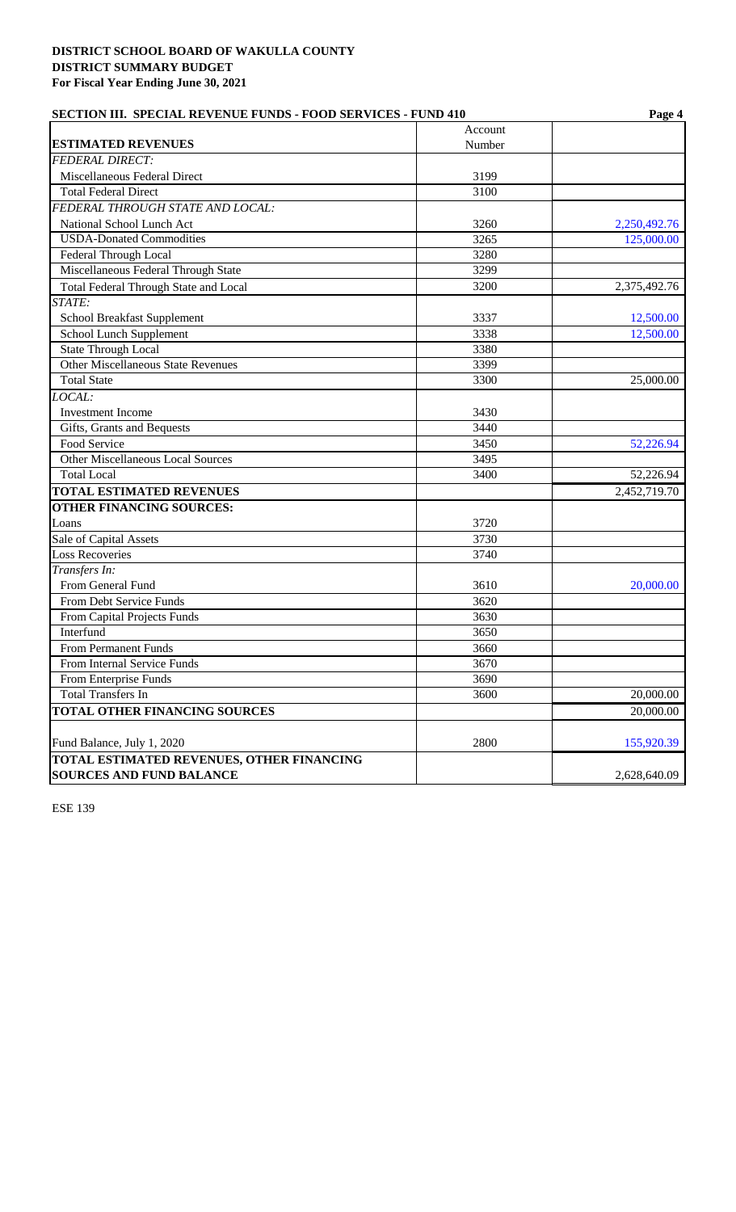**DISTRICT SCHOOL BOARD OF WAKULLA COUNTY**
**DISTRICT SUMMARY BUDGET**
**For Fiscal Year Ending June 30, 2021**

**SECTION III. SPECIAL REVENUE FUNDS - FOOD SERVICES - FUND 410**

| **ESTIMATED REVENUES** | Account Number | |
|---|---|---|
| *FEDERAL DIRECT:* | | |
| Miscellaneous Federal Direct | 3199 | |
| Total Federal Direct | 3100 | |
| *FEDERAL THROUGH STATE AND LOCAL:* | | |
| National School Lunch Act | 3260 | 2,250,492.76 |
| USDA-Donated Commodities | 3265 | 125,000.00 |
| Federal Through Local | 3280 | |
| Miscellaneous Federal Through State | 3299 | |
| Total Federal Through State and Local | 3200 | 2,375,492.76 |
| *STATE:* | | |
| School Breakfast Supplement | 3337 | 12,500.00 |
| School Lunch Supplement | 3338 | 12,500.00 |
| State Through Local | 3380 | |
| Other Miscellaneous State Revenues | 3399 | |
| Total State | 3300 | 25,000.00 |
| *LOCAL:* | | |
| Investment Income | 3430 | |
| Gifts, Grants and Bequests | 3440 | |
| Food Service | 3450 | 52,226.94 |
| Other Miscellaneous Local Sources | 3495 | |
| Total Local | 3400 | 52,226.94 |
| **TOTAL ESTIMATED REVENUES** | | 2,452,719.70 |
| **OTHER FINANCING SOURCES:** | | |
| Loans | 3720 | |
| Sale of Capital Assets | 3730 | |
| Loss Recoveries | 3740 | |
| *Transfers In:* | | |
| From General Fund | 3610 | 20,000.00 |
| From Debt Service Funds | 3620 | |
| From Capital Projects Funds | 3630 | |
| Interfund | 3650 | |
| From Permanent Funds | 3660 | |
| From Internal Service Funds | 3670 | |
| From Enterprise Funds | 3690 | |
| Total Transfers In | 3600 | 20,000.00 |
| **TOTAL OTHER FINANCING SOURCES** | | 20,000.00 |
| Fund Balance, July 1, 2020 | 2800 | 155,920.39 |
| **TOTAL ESTIMATED REVENUES, OTHER FINANCING SOURCES AND FUND BALANCE** | | 2,628,640.09 |

ESE 139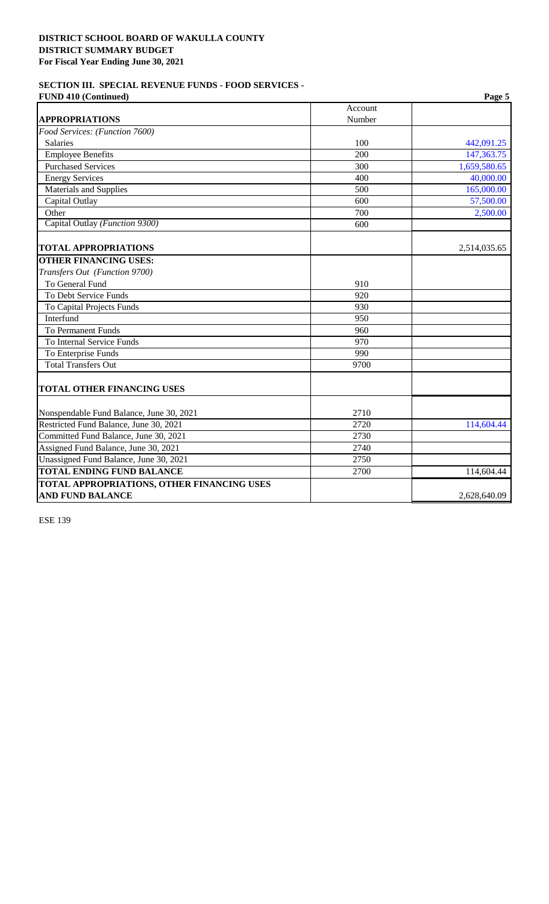**DISTRICT SCHOOL BOARD OF WAKULLA COUNTY**
**DISTRICT SUMMARY BUDGET**
**For Fiscal Year Ending June 30, 2021**

**SECTION III. SPECIAL REVENUE FUNDS - FOOD SERVICES -**
**FUND 410 (Continued)**

| **APPROPRIATIONS** | Account Number | |
|---|---|---|
| *Food Services: (Function 7600)* | | |
| Salaries | 100 | 442,091.25 |
| Employee Benefits | 200 | 147,363.75 |
| Purchased Services | 300 | 1,659,580.65 |
| Energy Services | 400 | 40,000.00 |
| Materials and Supplies | 500 | 165,000.00 |
| Capital Outlay | 600 | 57,500.00 |
| Other | 700 | 2,500.00 |
| Capital Outlay *(Function 9300)* | 600 | |
| **TOTAL APPROPRIATIONS** | | 2,514,035.65 |
| **OTHER FINANCING USES:** | | |
| *Transfers Out (Function 9700)* | | |
| To General Fund | 910 | |
| To Debt Service Funds | 920 | |
| To Capital Projects Funds | 930 | |
| Interfund | 950 | |
| To Permanent Funds | 960 | |
| To Internal Service Funds | 970 | |
| To Enterprise Funds | 990 | |
| Total Transfers Out | 9700 | |
| **TOTAL OTHER FINANCING USES** | | |
| Nonspendable Fund Balance, June 30, 2021 | 2710 | |
| Restricted Fund Balance, June 30, 2021 | 2720 | 114,604.44 |
| Committed Fund Balance, June 30, 2021 | 2730 | |
| Assigned Fund Balance, June 30, 2021 | 2740 | |
| Unassigned Fund Balance, June 30, 2021 | 2750 | |
| **TOTAL ENDING FUND BALANCE** | 2700 | 114,604.44 |
| **TOTAL APPROPRIATIONS, OTHER FINANCING USES AND FUND BALANCE** | | 2,628,640.09 |

ESE 139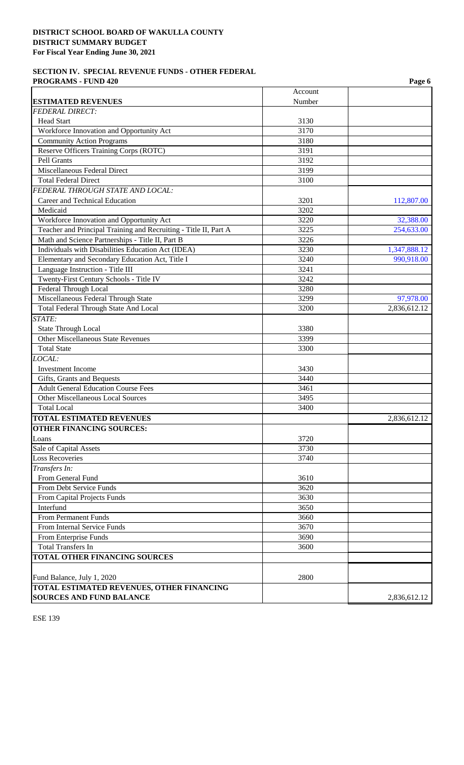**DISTRICT SCHOOL BOARD OF WAKULLA COUNTY**
**DISTRICT SUMMARY BUDGET**
**For Fiscal Year Ending June 30, 2021**

**SECTION IV. SPECIAL REVENUE FUNDS - OTHER FEDERAL PROGRAMS - FUND 420**

| ESTIMATED REVENUES | Account Number | |
|---|---|---|
| *FEDERAL DIRECT:* | | |
| Head Start | 3130 | |
| Workforce Innovation and Opportunity Act | 3170 | |
| Community Action Programs | 3180 | |
| Reserve Officers Training Corps (ROTC) | 3191 | |
| Pell Grants | 3192 | |
| Miscellaneous Federal Direct | 3199 | |
| Total Federal Direct | 3100 | |
| *FEDERAL THROUGH STATE AND LOCAL:* | | |
| Career and Technical Education | 3201 | 112,807.00 |
| Medicaid | 3202 | |
| Workforce Innovation and Opportunity Act | 3220 | 32,388.00 |
| Teacher and Principal Training and Recruiting - Title II, Part A | 3225 | 254,633.00 |
| Math and Science Partnerships - Title II, Part B | 3226 | |
| Individuals with Disabilities Education Act (IDEA) | 3230 | 1,347,888.12 |
| Elementary and Secondary Education Act, Title I | 3240 | 990,918.00 |
| Language Instruction - Title III | 3241 | |
| Twenty-First Century Schools - Title IV | 3242 | |
| Federal Through Local | 3280 | |
| Miscellaneous Federal Through State | 3299 | 97,978.00 |
| Total Federal Through State And Local | 3200 | 2,836,612.12 |
| *STATE:* | | |
| State Through Local | 3380 | |
| Other Miscellaneous State Revenues | 3399 | |
| Total State | 3300 | |
| *LOCAL:* | | |
| Investment Income | 3430 | |
| Gifts, Grants and Bequests | 3440 | |
| Adult General Education Course Fees | 3461 | |
| Other Miscellaneous Local Sources | 3495 | |
| Total Local | 3400 | |
| **TOTAL ESTIMATED REVENUES** | | 2,836,612.12 |
| **OTHER FINANCING SOURCES:** | | |
| Loans | 3720 | |
| Sale of Capital Assets | 3730 | |
| Loss Recoveries | 3740 | |
| *Transfers In:* | | |
| From General Fund | 3610 | |
| From Debt Service Funds | 3620 | |
| From Capital Projects Funds | 3630 | |
| Interfund | 3650 | |
| From Permanent Funds | 3660 | |
| From Internal Service Funds | 3670 | |
| From Enterprise Funds | 3690 | |
| Total Transfers In | 3600 | |
| **TOTAL OTHER FINANCING SOURCES** | | |
| Fund Balance, July 1, 2020 | 2800 | |
| **TOTAL ESTIMATED REVENUES, OTHER FINANCING SOURCES AND FUND BALANCE** | | 2,836,612.12 |

ESE 139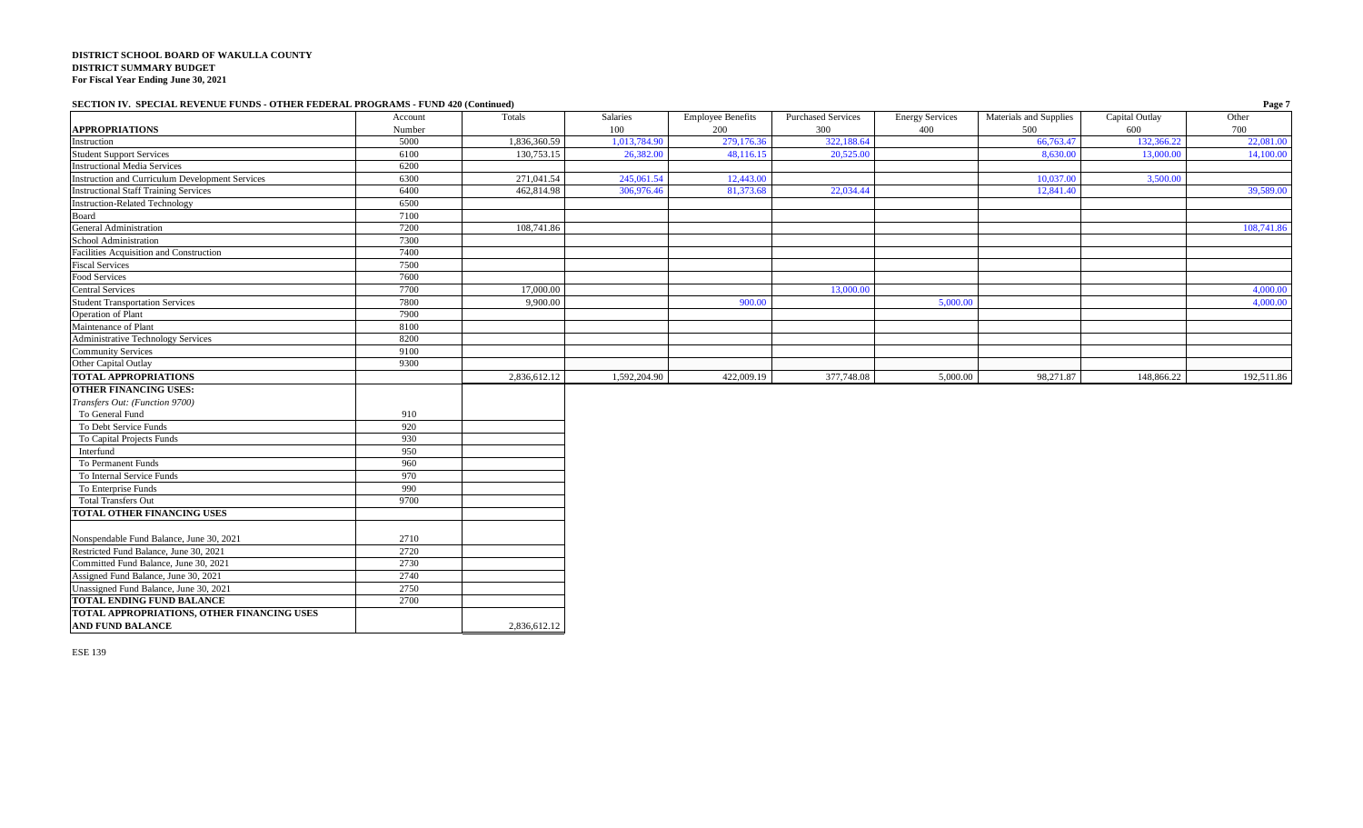**DISTRICT SCHOOL BOARD OF WAKULLA COUNTY**
**DISTRICT SUMMARY BUDGET**
**For Fiscal Year Ending June 30, 2021**

**SECTION IV. SPECIAL REVENUE FUNDS - OTHER FEDERAL PROGRAMS - FUND 420 (Continued)**

| **APPROPRIATIONS** | Account Number | Totals | Salaries 100 | Employee Benefits 200 | Purchased Services 300 | Energy Services 400 | Materials and Supplies 500 | Capital Outlay 600 | Other 700 |
|---|---|---|---|---|---|---|---|---|---|
| Instruction | 5000 | 1,836,360.59 | 1,013,784.90 | 279,176.36 | 322,188.64 | | 66,763.47 | 132,366.22 | 22,081.00 |
| Student Support Services | 6100 | 130,753.15 | 26,382.00 | 48,116.15 | 20,525.00 | | 8,630.00 | 13,000.00 | 14,100.00 |
| Instructional Media Services | 6200 | | | | | | | | |
| Instruction and Curriculum Development Services | 6300 | 271,041.54 | 245,061.54 | 12,443.00 | | | 10,037.00 | 3,500.00 | |
| Instructional Staff Training Services | 6400 | 462,814.98 | 306,976.46 | 81,373.68 | 22,034.44 | | 12,841.40 | | 39,589.00 |
| Instruction-Related Technology | 6500 | | | | | | | | |
| Board | 7100 | | | | | | | | |
| General Administration | 7200 | 108,741.86 | | | | | | | 108,741.86 |
| School Administration | 7300 | | | | | | | | |
| Facilities Acquisition and Construction | 7400 | | | | | | | | |
| Fiscal Services | 7500 | | | | | | | | |
| Food Services | 7600 | | | | | | | | |
| Central Services | 7700 | 17,000.00 | | | 13,000.00 | | | | 4,000.00 |
| Student Transportation Services | 7800 | 9,900.00 | | 900.00 | | 5,000.00 | | | 4,000.00 |
| Operation of Plant | 7900 | | | | | | | | |
| Maintenance of Plant | 8100 | | | | | | | | |
| Administrative Technology Services | 8200 | | | | | | | | |
| Community Services | 9100 | | | | | | | | |
| Other Capital Outlay | 9300 | | | | | | | | |
| **TOTAL APPROPRIATIONS** | | 2,836,612.12 | 1,592,204.90 | 422,009.19 | 377,748.08 | 5,000.00 | 98,271.87 | 148,866.22 | 192,511.86 |

| **OTHER FINANCING USES:** | Account Number | Totals |
|---|---|---|
| *Transfers Out: (Function 9700)* | | |
| To General Fund | 910 | |
| To Debt Service Funds | 920 | |
| To Capital Projects Funds | 930 | |
| Interfund | 950 | |
| To Permanent Funds | 960 | |
| To Internal Service Funds | 970 | |
| To Enterprise Funds | 990 | |
| Total Transfers Out | 9700 | |
| **TOTAL OTHER FINANCING USES** | | |
| Nonspendable Fund Balance, June 30, 2021 | 2710 | |
| Restricted Fund Balance, June 30, 2021 | 2720 | |
| Committed Fund Balance, June 30, 2021 | 2730 | |
| Assigned Fund Balance, June 30, 2021 | 2740 | |
| Unassigned Fund Balance, June 30, 2021 | 2750 | |
| **TOTAL ENDING FUND BALANCE** | 2700 | |
| **TOTAL APPROPRIATIONS, OTHER FINANCING USES AND FUND BALANCE** | | 2,836,612.12 |

ESE 139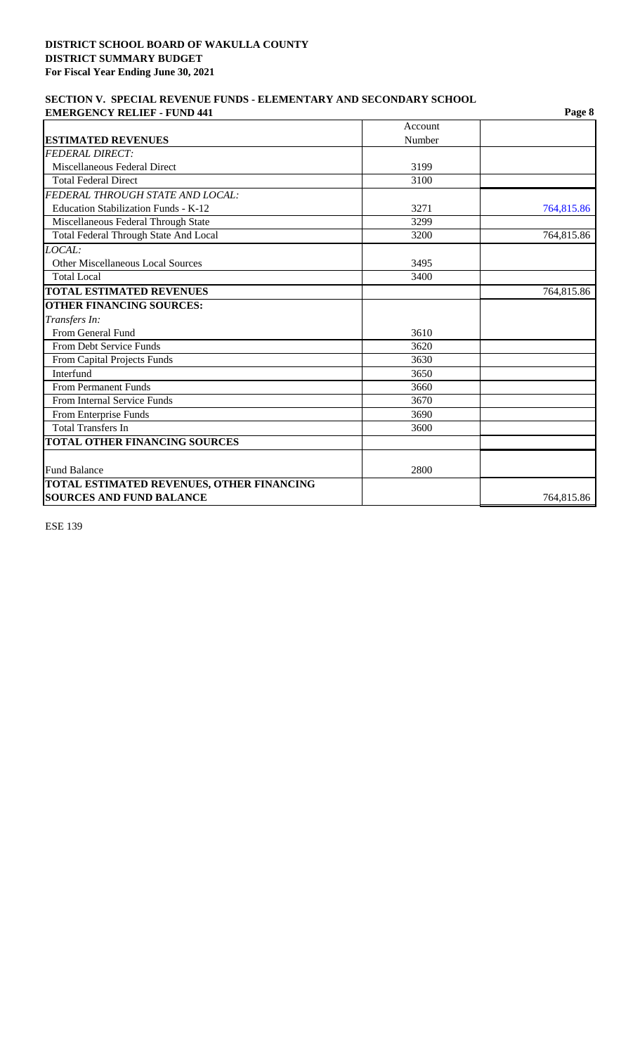**DISTRICT SCHOOL BOARD OF WAKULLA COUNTY**
**DISTRICT SUMMARY BUDGET**
**For Fiscal Year Ending June 30, 2021**

**SECTION V. SPECIAL REVENUE FUNDS - ELEMENTARY AND SECONDARY SCHOOL EMERGENCY RELIEF - FUND 441**

| ESTIMATED REVENUES | Account Number | |
|---|---|---|
| *FEDERAL DIRECT:* | | |
| Miscellaneous Federal Direct | 3199 | |
| Total Federal Direct | 3100 | |
| *FEDERAL THROUGH STATE AND LOCAL:* | | |
| Education Stabilization Funds - K-12 | 3271 | 764,815.86 |
| Miscellaneous Federal Through State | 3299 | |
| Total Federal Through State And Local | 3200 | 764,815.86 |
| *LOCAL:* | | |
| Other Miscellaneous Local Sources | 3495 | |
| Total Local | 3400 | |
| **TOTAL ESTIMATED REVENUES** | | 764,815.86 |
| **OTHER FINANCING SOURCES:** | | |
| *Transfers In:* | | |
| From General Fund | 3610 | |
| From Debt Service Funds | 3620 | |
| From Capital Projects Funds | 3630 | |
| Interfund | 3650 | |
| From Permanent Funds | 3660 | |
| From Internal Service Funds | 3670 | |
| From Enterprise Funds | 3690 | |
| Total Transfers In | 3600 | |
| **TOTAL OTHER FINANCING SOURCES** | | |
| Fund Balance | 2800 | |
| **TOTAL ESTIMATED REVENUES, OTHER FINANCING SOURCES AND FUND BALANCE** | | 764,815.86 |

ESE 139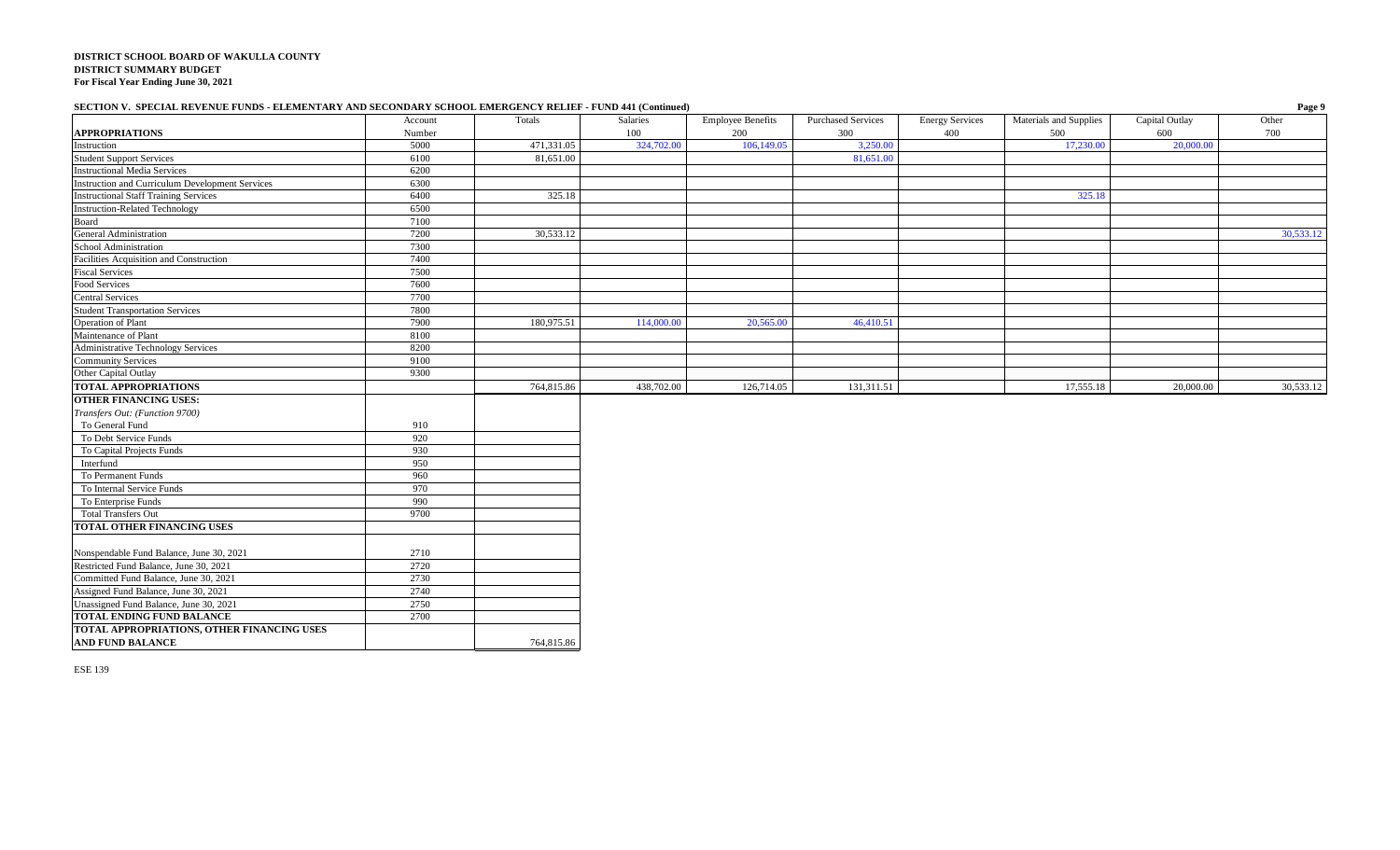**DISTRICT SCHOOL BOARD OF WAKULLA COUNTY**
**DISTRICT SUMMARY BUDGET**
**For Fiscal Year Ending June 30, 2021**

**SECTION V. SPECIAL REVENUE FUNDS - ELEMENTARY AND SECONDARY SCHOOL EMERGENCY RELIEF - FUND 441 (Continued)**

| **APPROPRIATIONS** | Account Number | Totals | Salaries 100 | Employee Benefits 200 | Purchased Services 300 | Energy Services 400 | Materials and Supplies 500 | Capital Outlay 600 | Other 700 |
|---|---|---|---|---|---|---|---|---|---|
| Instruction | 5000 | 471,331.05 | 324,702.00 | 106,149.05 | 3,250.00 | | 17,230.00 | 20,000.00 | |
| Student Support Services | 6100 | 81,651.00 | | | 81,651.00 | | | | |
| Instructional Media Services | 6200 | | | | | | | | |
| Instruction and Curriculum Development Services | 6300 | | | | | | | | |
| Instructional Staff Training Services | 6400 | 325.18 | | | | | 325.18 | | |
| Instruction-Related Technology | 6500 | | | | | | | | |
| Board | 7100 | | | | | | | | |
| General Administration | 7200 | 30,533.12 | | | | | | | 30,533.12 |
| School Administration | 7300 | | | | | | | | |
| Facilities Acquisition and Construction | 7400 | | | | | | | | |
| Fiscal Services | 7500 | | | | | | | | |
| Food Services | 7600 | | | | | | | | |
| Central Services | 7700 | | | | | | | | |
| Student Transportation Services | 7800 | | | | | | | | |
| Operation of Plant | 7900 | 180,975.51 | 114,000.00 | 20,565.00 | 46,410.51 | | | | |
| Maintenance of Plant | 8100 | | | | | | | | |
| Administrative Technology Services | 8200 | | | | | | | | |
| Community Services | 9100 | | | | | | | | |
| Other Capital Outlay | 9300 | | | | | | | | |
| **TOTAL APPROPRIATIONS** | | 764,815.86 | 438,702.00 | 126,714.05 | 131,311.51 | | 17,555.18 | 20,000.00 | 30,533.12 |

| | Account Number | Totals |
|---|---|---|
| **OTHER FINANCING USES:** | | |
| *Transfers Out: (Function 9700)* | | |
| To General Fund | 910 | |
| To Debt Service Funds | 920 | |
| To Capital Projects Funds | 930 | |
| Interfund | 950 | |
| To Permanent Funds | 960 | |
| To Internal Service Funds | 970 | |
| To Enterprise Funds | 990 | |
| Total Transfers Out | 9700 | |
| **TOTAL OTHER FINANCING USES** | | |
| Nonspendable Fund Balance, June 30, 2021 | 2710 | |
| Restricted Fund Balance, June 30, 2021 | 2720 | |
| Committed Fund Balance, June 30, 2021 | 2730 | |
| Assigned Fund Balance, June 30, 2021 | 2740 | |
| Unassigned Fund Balance, June 30, 2021 | 2750 | |
| **TOTAL ENDING FUND BALANCE** | 2700 | |
| **TOTAL APPROPRIATIONS, OTHER FINANCING USES AND FUND BALANCE** | | 764,815.86 |

ESE 139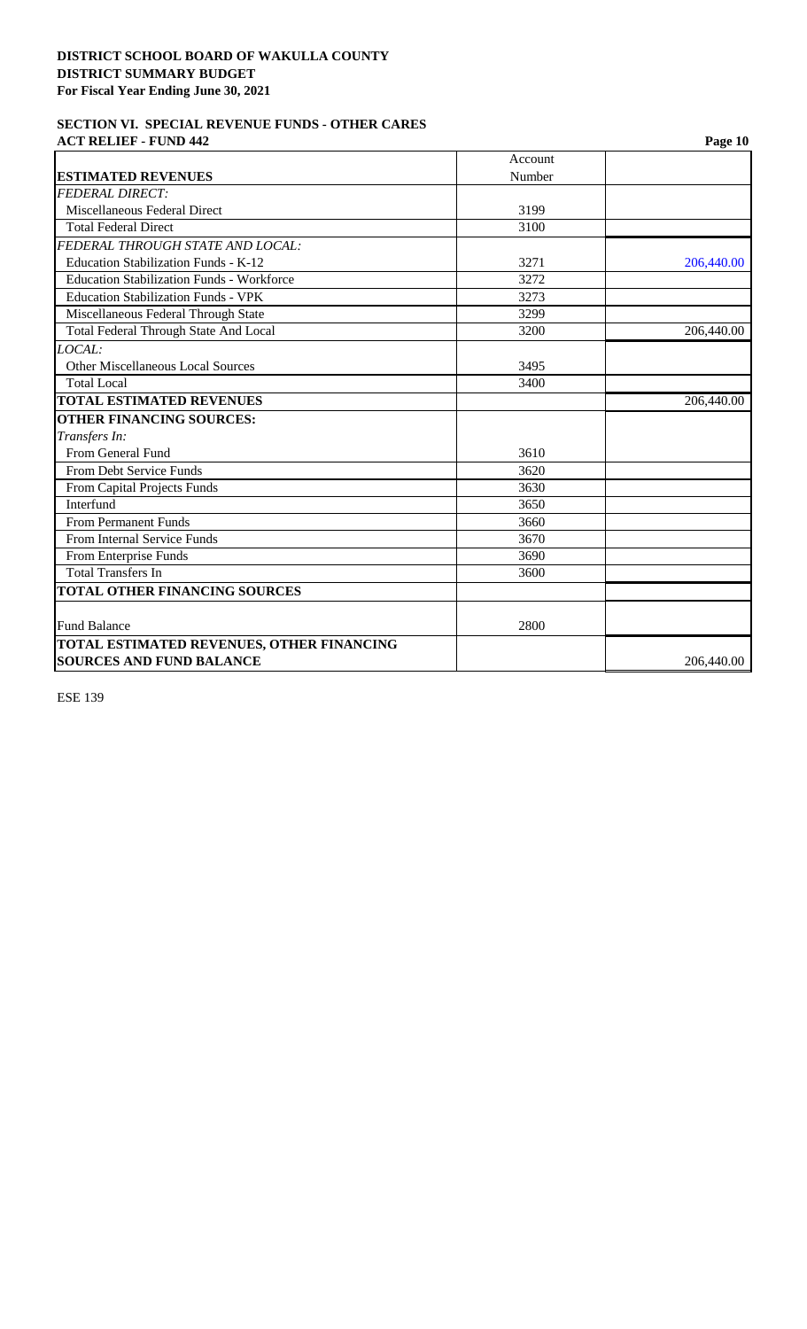**DISTRICT SCHOOL BOARD OF WAKULLA COUNTY**
**DISTRICT SUMMARY BUDGET**
**For Fiscal Year Ending June 30, 2021**

**SECTION VI. SPECIAL REVENUE FUNDS - OTHER CARES ACT RELIEF - FUND 442**

| **ESTIMATED REVENUES** | Account Number | |
|---|---|---|
| *FEDERAL DIRECT:* | | |
| Miscellaneous Federal Direct | 3199 | |
| Total Federal Direct | 3100 | |
| *FEDERAL THROUGH STATE AND LOCAL:* | | |
| Education Stabilization Funds - K-12 | 3271 | 206,440.00 |
| Education Stabilization Funds - Workforce | 3272 | |
| Education Stabilization Funds - VPK | 3273 | |
| Miscellaneous Federal Through State | 3299 | |
| Total Federal Through State And Local | 3200 | 206,440.00 |
| *LOCAL:* | | |
| Other Miscellaneous Local Sources | 3495 | |
| Total Local | 3400 | |
| **TOTAL ESTIMATED REVENUES** | | 206,440.00 |
| **OTHER FINANCING SOURCES:** | | |
| *Transfers In:* | | |
| From General Fund | 3610 | |
| From Debt Service Funds | 3620 | |
| From Capital Projects Funds | 3630 | |
| Interfund | 3650 | |
| From Permanent Funds | 3660 | |
| From Internal Service Funds | 3670 | |
| From Enterprise Funds | 3690 | |
| Total Transfers In | 3600 | |
| **TOTAL OTHER FINANCING SOURCES** | | |
| Fund Balance | 2800 | |
| **TOTAL ESTIMATED REVENUES, OTHER FINANCING SOURCES AND FUND BALANCE** | | 206,440.00 |

ESE 139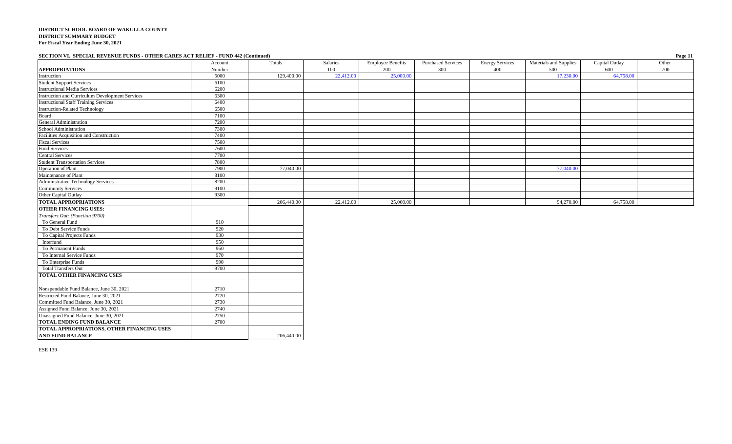**DISTRICT SCHOOL BOARD OF WAKULLA COUNTY**
**DISTRICT SUMMARY BUDGET**
**For Fiscal Year Ending June 30, 2021**

**SECTION VI. SPECIAL REVENUE FUNDS - OTHER CARES ACT RELIEF - FUND 442 (Continued)**

| APPROPRIATIONS | Account Number | Totals | Salaries 100 | Employee Benefits 200 | Purchased Services 300 | Energy Services 400 | Materials and Supplies 500 | Capital Outlay 600 | Other 700 |
|---|---|---|---|---|---|---|---|---|---|
| Instruction | 5000 | 129,400.00 | 22,412.00 | 25,000.00 | | | 17,230.00 | 64,758.00 | |
| Student Support Services | 6100 | | | | | | | | |
| Instructional Media Services | 6200 | | | | | | | | |
| Instruction and Curriculum Development Services | 6300 | | | | | | | | |
| Instructional Staff Training Services | 6400 | | | | | | | | |
| Instruction-Related Technology | 6500 | | | | | | | | |
| Board | 7100 | | | | | | | | |
| General Administration | 7200 | | | | | | | | |
| School Administration | 7300 | | | | | | | | |
| Facilities Acquisition and Construction | 7400 | | | | | | | | |
| Fiscal Services | 7500 | | | | | | | | |
| Food Services | 7600 | | | | | | | | |
| Central Services | 7700 | | | | | | | | |
| Student Transportation Services | 7800 | | | | | | | | |
| Operation of Plant | 7900 | 77,040.00 | | | | | 77,040.00 | | |
| Maintenance of Plant | 8100 | | | | | | | | |
| Administrative Technology Services | 8200 | | | | | | | | |
| Community Services | 9100 | | | | | | | | |
| Other Capital Outlay | 9300 | | | | | | | | |
| **TOTAL APPROPRIATIONS** | | 206,440.00 | 22,412.00 | 25,000.00 | | | 94,270.00 | 64,758.00 | |

| OTHER FINANCING USES: | Account Number | Totals |
|---|---|---|
| *Transfers Out: (Function 9700)* | | |
| To General Fund | 910 | |
| To Debt Service Funds | 920 | |
| To Capital Projects Funds | 930 | |
| Interfund | 950 | |
| To Permanent Funds | 960 | |
| To Internal Service Funds | 970 | |
| To Enterprise Funds | 990 | |
| Total Transfers Out | 9700 | |
| **TOTAL OTHER FINANCING USES** | | |
| Nonspendable Fund Balance, June 30, 2021 | 2710 | |
| Restricted Fund Balance, June 30, 2021 | 2720 | |
| Committed Fund Balance, June 30, 2021 | 2730 | |
| Assigned Fund Balance, June 30, 2021 | 2740 | |
| Unassigned Fund Balance, June 30, 2021 | 2750 | |
| **TOTAL ENDING FUND BALANCE** | 2700 | |
| **TOTAL APPROPRIATIONS, OTHER FINANCING USES AND FUND BALANCE** | | 206,440.00 |

ESE 139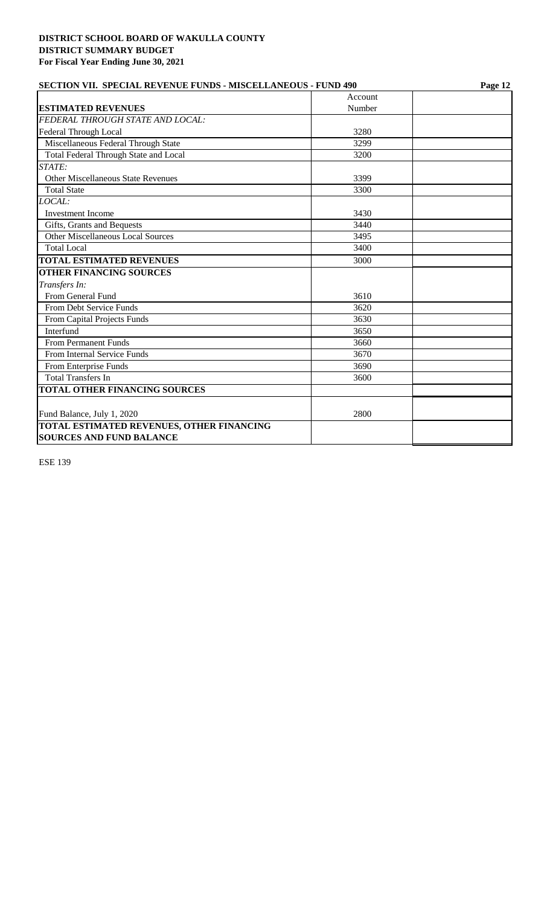**DISTRICT SCHOOL BOARD OF WAKULLA COUNTY**
**DISTRICT SUMMARY BUDGET**
**For Fiscal Year Ending June 30, 2021**

**SECTION VII. SPECIAL REVENUE FUNDS - MISCELLANEOUS - FUND 490**

| ESTIMATED REVENUES | Account Number | |
|---|---|---|
| *FEDERAL THROUGH STATE AND LOCAL:* | | |
| Federal Through Local | 3280 | |
| Miscellaneous Federal Through State | 3299 | |
| Total Federal Through State and Local | 3200 | |
| *STATE:* | | |
| Other Miscellaneous State Revenues | 3399 | |
| Total State | 3300 | |
| *LOCAL:* | | |
| Investment Income | 3430 | |
| Gifts, Grants and Bequests | 3440 | |
| Other Miscellaneous Local Sources | 3495 | |
| Total Local | 3400 | |
| **TOTAL ESTIMATED REVENUES** | 3000 | |
| **OTHER FINANCING SOURCES** | | |
| *Transfers In:* | | |
| From General Fund | 3610 | |
| From Debt Service Funds | 3620 | |
| From Capital Projects Funds | 3630 | |
| Interfund | 3650 | |
| From Permanent Funds | 3660 | |
| From Internal Service Funds | 3670 | |
| From Enterprise Funds | 3690 | |
| Total Transfers In | 3600 | |
| **TOTAL OTHER FINANCING SOURCES** | | |
| Fund Balance, July 1, 2020 | 2800 | |
| **TOTAL ESTIMATED REVENUES, OTHER FINANCING SOURCES AND FUND BALANCE** | | |

ESE 139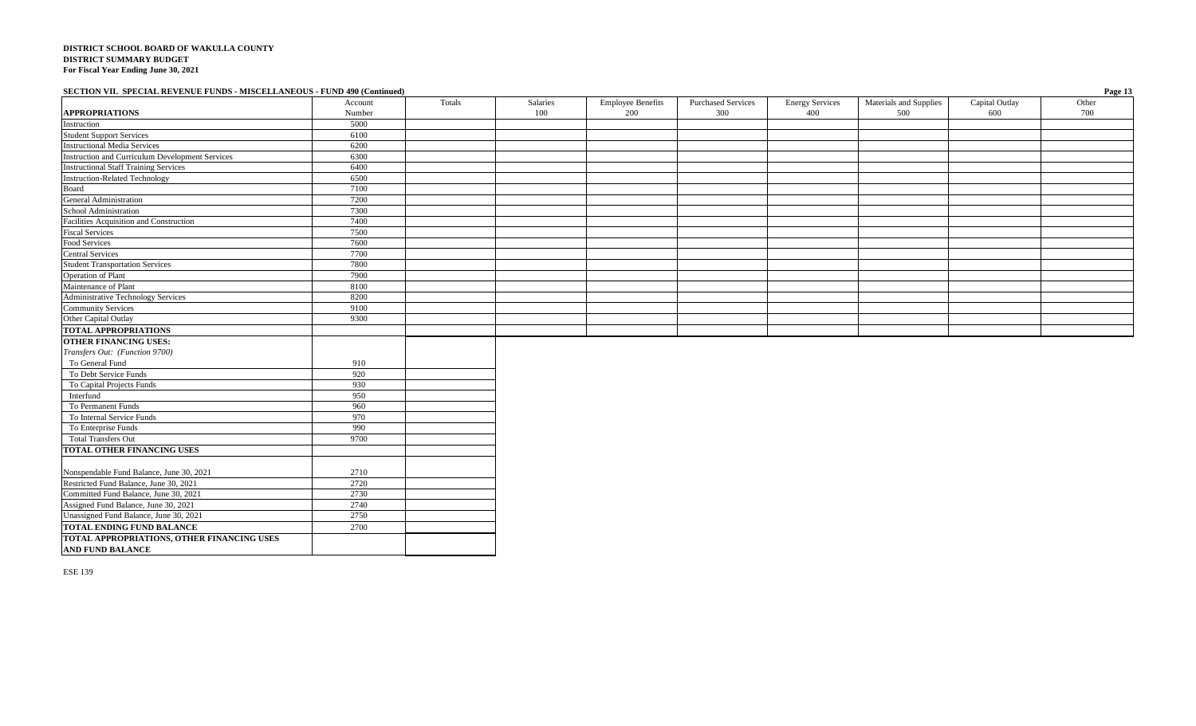**DISTRICT SCHOOL BOARD OF WAKULLA COUNTY**
**DISTRICT SUMMARY BUDGET**
**For Fiscal Year Ending June 30, 2021**

**SECTION VII. SPECIAL REVENUE FUNDS - MISCELLANEOUS - FUND 490 (Continued)**

| **APPROPRIATIONS** | Account Number | Totals | Salaries 100 | Employee Benefits 200 | Purchased Services 300 | Energy Services 400 | Materials and Supplies 500 | Capital Outlay 600 | Other 700 |
|---|---|---|---|---|---|---|---|---|---|
| Instruction | 5000 | | | | | | | | |
| Student Support Services | 6100 | | | | | | | | |
| Instructional Media Services | 6200 | | | | | | | | |
| Instruction and Curriculum Development Services | 6300 | | | | | | | | |
| Instructional Staff Training Services | 6400 | | | | | | | | |
| Instruction-Related Technology | 6500 | | | | | | | | |
| Board | 7100 | | | | | | | | |
| General Administration | 7200 | | | | | | | | |
| School Administration | 7300 | | | | | | | | |
| Facilities Acquisition and Construction | 7400 | | | | | | | | |
| Fiscal Services | 7500 | | | | | | | | |
| Food Services | 7600 | | | | | | | | |
| Central Services | 7700 | | | | | | | | |
| Student Transportation Services | 7800 | | | | | | | | |
| Operation of Plant | 7900 | | | | | | | | |
| Maintenance of Plant | 8100 | | | | | | | | |
| Administrative Technology Services | 8200 | | | | | | | | |
| Community Services | 9100 | | | | | | | | |
| Other Capital Outlay | 9300 | | | | | | | | |
| **TOTAL APPROPRIATIONS** | | | | | | | | | |

| | Account Number | Totals |
|---|---|---|
| **OTHER FINANCING USES:** | | |
| *Transfers Out: (Function 9700)* | | |
| To General Fund | 910 | |
| To Debt Service Funds | 920 | |
| To Capital Projects Funds | 930 | |
| Interfund | 950 | |
| To Permanent Funds | 960 | |
| To Internal Service Funds | 970 | |
| To Enterprise Funds | 990 | |
| Total Transfers Out | 9700 | |
| **TOTAL OTHER FINANCING USES** | | |
| Nonspendable Fund Balance, June 30, 2021 | 2710 | |
| Restricted Fund Balance, June 30, 2021 | 2720 | |
| Committed Fund Balance, June 30, 2021 | 2730 | |
| Assigned Fund Balance, June 30, 2021 | 2740 | |
| Unassigned Fund Balance, June 30, 2021 | 2750 | |
| **TOTAL ENDING FUND BALANCE** | 2700 | |
| **TOTAL APPROPRIATIONS, OTHER FINANCING USES AND FUND BALANCE** | | |

ESE 139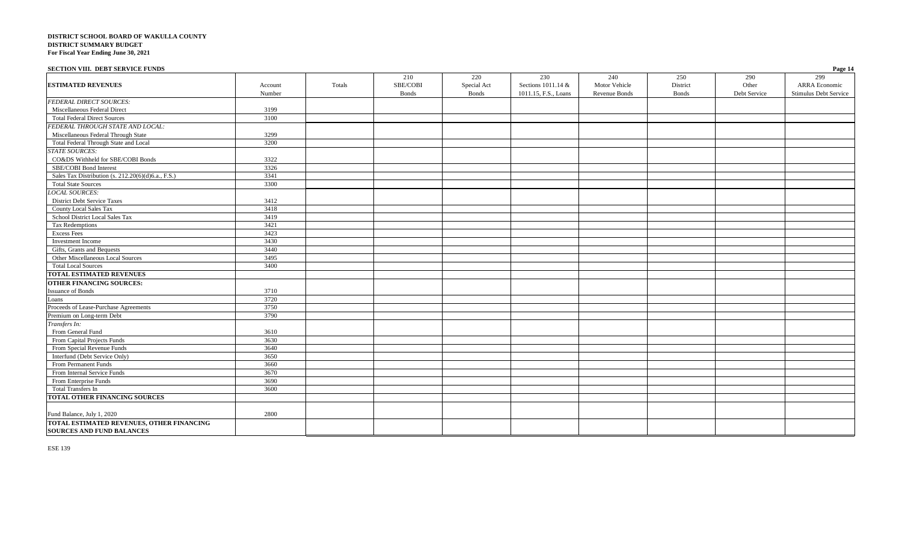**DISTRICT SCHOOL BOARD OF WAKULLA COUNTY**
**DISTRICT SUMMARY BUDGET**
**For Fiscal Year Ending June 30, 2021**

**SECTION VIII. DEBT SERVICE FUNDS**

| ESTIMATED REVENUES | Account Number | Totals | 210 SBE/COBI Bonds | 220 Special Act Bonds | 230 Sections 1011.14 & 1011.15, F.S., Loans | 240 Motor Vehicle Revenue Bonds | 250 District Bonds | 290 Other Debt Service | 299 ARRA Economic Stimulus Debt Service |
|---|---|---|---|---|---|---|---|---|---|
| *FEDERAL DIRECT SOURCES:* | | | | | | | | | |
| Miscellaneous Federal Direct | 3199 | | | | | | | | |
| Total Federal Direct Sources | 3100 | | | | | | | | |
| *FEDERAL THROUGH STATE AND LOCAL:* | | | | | | | | | |
| Miscellaneous Federal Through State | 3299 | | | | | | | | |
| Total Federal Through State and Local | 3200 | | | | | | | | |
| *STATE SOURCES:* | | | | | | | | | |
| CO&DS Withheld for SBE/COBI Bonds | 3322 | | | | | | | | |
| SBE/COBI Bond Interest | 3326 | | | | | | | | |
| Sales Tax Distribution (s. 212.20(6)(d)6.a., F.S.) | 3341 | | | | | | | | |
| Total State Sources | 3300 | | | | | | | | |
| *LOCAL SOURCES:* | | | | | | | | | |
| District Debt Service Taxes | 3412 | | | | | | | | |
| County Local Sales Tax | 3418 | | | | | | | | |
| School District Local Sales Tax | 3419 | | | | | | | | |
| Tax Redemptions | 3421 | | | | | | | | |
| Excess Fees | 3423 | | | | | | | | |
| Investment Income | 3430 | | | | | | | | |
| Gifts, Grants and Bequests | 3440 | | | | | | | | |
| Other Miscellaneous Local Sources | 3495 | | | | | | | | |
| Total Local Sources | 3400 | | | | | | | | |
| **TOTAL ESTIMATED REVENUES** | | | | | | | | | |
| **OTHER FINANCING SOURCES:** | | | | | | | | | |
| Issuance of Bonds | 3710 | | | | | | | | |
| Loans | 3720 | | | | | | | | |
| Proceeds of Lease-Purchase Agreements | 3750 | | | | | | | | |
| Premium on Long-term Debt | 3790 | | | | | | | | |
| *Transfers In:* | | | | | | | | | |
| From General Fund | 3610 | | | | | | | | |
| From Capital Projects Funds | 3630 | | | | | | | | |
| From Special Revenue Funds | 3640 | | | | | | | | |
| Interfund (Debt Service Only) | 3650 | | | | | | | | |
| From Permanent Funds | 3660 | | | | | | | | |
| From Internal Service Funds | 3670 | | | | | | | | |
| From Enterprise Funds | 3690 | | | | | | | | |
| Total Transfers In | 3600 | | | | | | | | |
| **TOTAL OTHER FINANCING SOURCES** | | | | | | | | | |
| Fund Balance, July 1, 2020 | 2800 | | | | | | | | |
| **TOTAL ESTIMATED REVENUES, OTHER FINANCING SOURCES AND FUND BALANCES** | | | | | | | | | |

ESE 139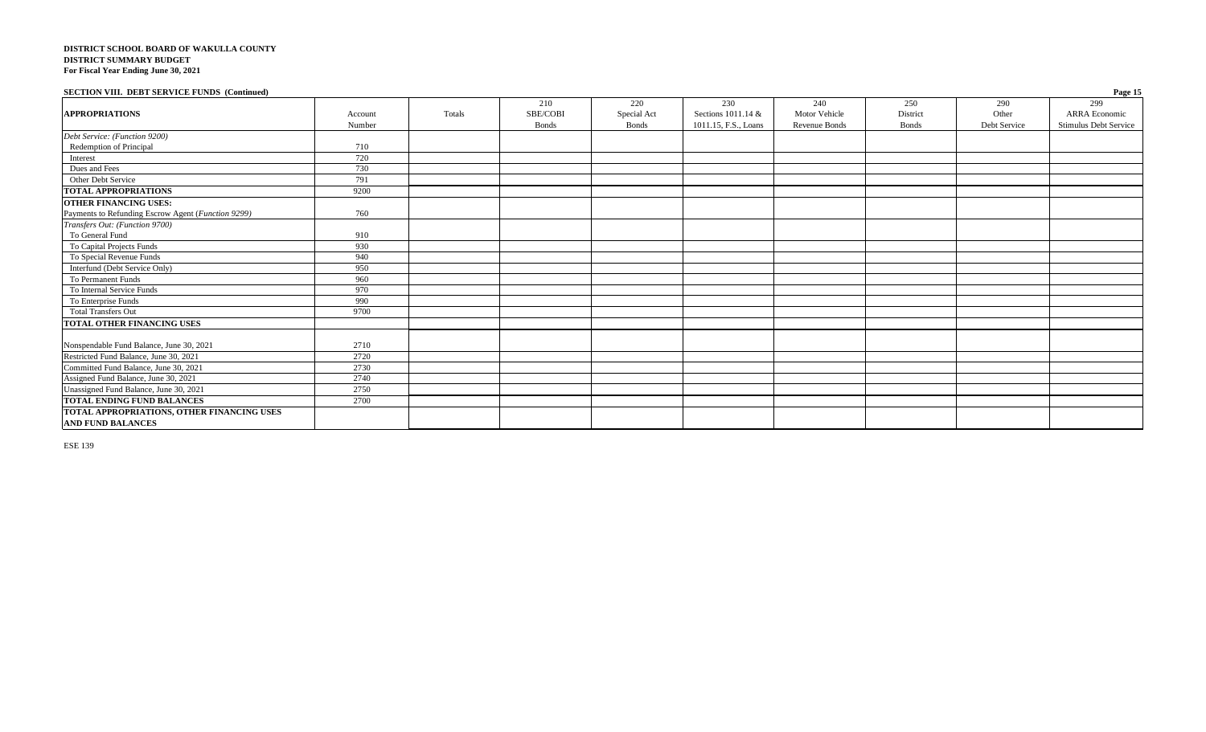**DISTRICT SCHOOL BOARD OF WAKULLA COUNTY**
**DISTRICT SUMMARY BUDGET**
**For Fiscal Year Ending June 30, 2021**

**SECTION VIII. DEBT SERVICE FUNDS (Continued)**

| **APPROPRIATIONS** | Account Number | Totals | 210 SBE/COBI Bonds | 220 Special Act Bonds | 230 Sections 1011.14 & 1011.15, F.S., Loans | 240 Motor Vehicle Revenue Bonds | 250 District Bonds | 290 Other Debt Service | 299 ARRA Economic Stimulus Debt Service |
|---|---|---|---|---|---|---|---|---|---|
| *Debt Service: (Function 9200)* | | | | | | | | | |
| Redemption of Principal | 710 | | | | | | | | |
| Interest | 720 | | | | | | | | |
| Dues and Fees | 730 | | | | | | | | |
| Other Debt Service | 791 | | | | | | | | |
| **TOTAL APPROPRIATIONS** | 9200 | | | | | | | | |
| **OTHER FINANCING USES:** | | | | | | | | | |
| Payments to Refunding Escrow Agent (*Function 9299*) | 760 | | | | | | | | |
| *Transfers Out: (Function 9700)* | | | | | | | | | |
| To General Fund | 910 | | | | | | | | |
| To Capital Projects Funds | 930 | | | | | | | | |
| To Special Revenue Funds | 940 | | | | | | | | |
| Interfund (Debt Service Only) | 950 | | | | | | | | |
| To Permanent Funds | 960 | | | | | | | | |
| To Internal Service Funds | 970 | | | | | | | | |
| To Enterprise Funds | 990 | | | | | | | | |
| Total Transfers Out | 9700 | | | | | | | | |
| **TOTAL OTHER FINANCING USES** | | | | | | | | | |
| Nonspendable Fund Balance, June 30, 2021 | 2710 | | | | | | | | |
| Restricted Fund Balance, June 30, 2021 | 2720 | | | | | | | | |
| Committed Fund Balance, June 30, 2021 | 2730 | | | | | | | | |
| Assigned Fund Balance, June 30, 2021 | 2740 | | | | | | | | |
| Unassigned Fund Balance, June 30, 2021 | 2750 | | | | | | | | |
| **TOTAL ENDING FUND BALANCES** | 2700 | | | | | | | | |
| **TOTAL APPROPRIATIONS, OTHER FINANCING USES AND FUND BALANCES** | | | | | | | | | |

ESE 139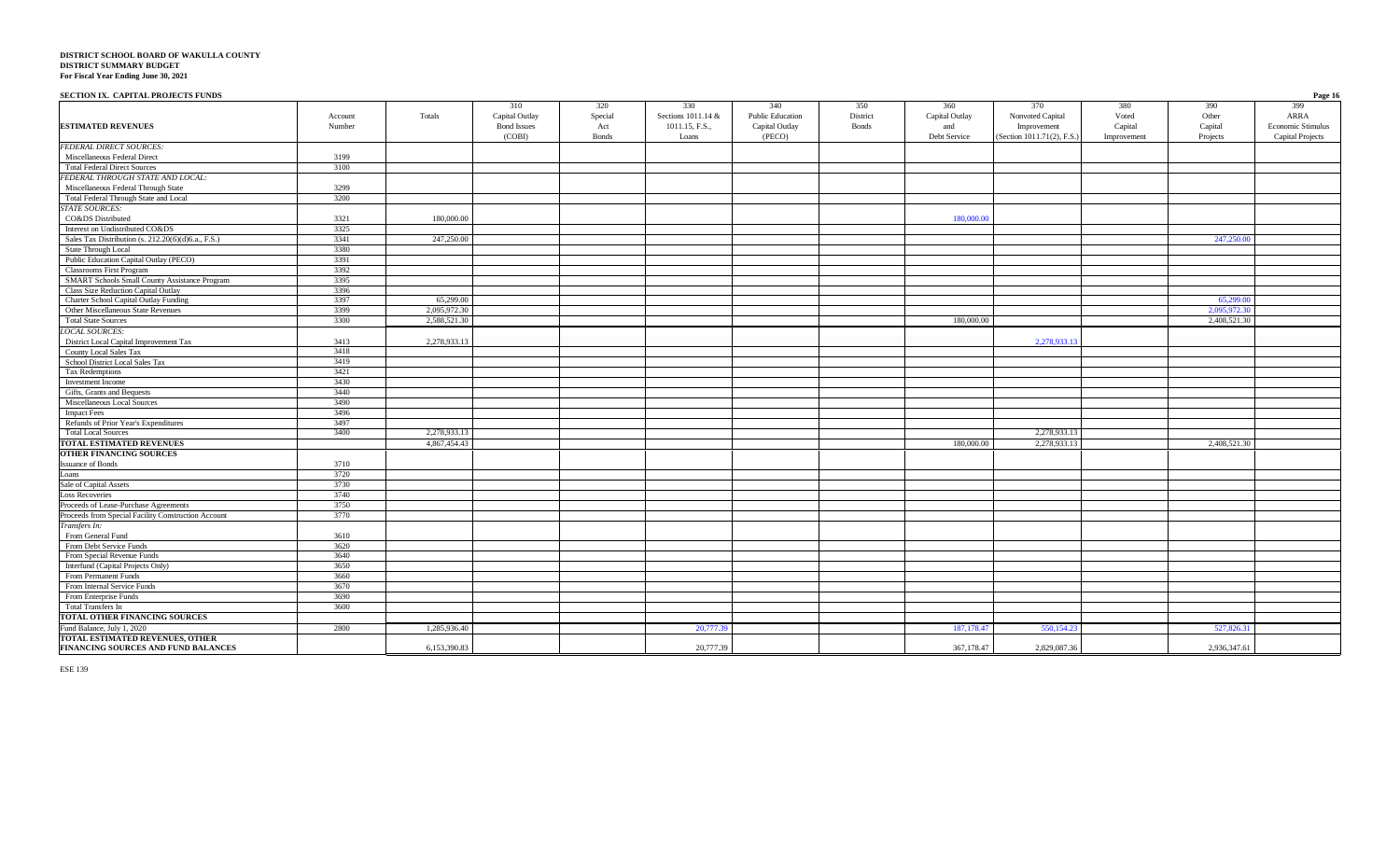**DISTRICT SCHOOL BOARD OF WAKULLA COUNTY**
**DISTRICT SUMMARY BUDGET**
**For Fiscal Year Ending June 30, 2021**

**SECTION IX. CAPITAL PROJECTS FUNDS**

| ESTIMATED REVENUES | Account Number | Totals | 310 Capital Outlay Bond Issues (COBI) | 320 Special Act Bonds | 330 Sections 1011.14 & 1011.15, F.S., Loans | 340 Public Education Capital Outlay (PECO) | 350 District Bonds | 360 Capital Outlay and Debt Service | 370 Nonvoted Capital Improvement (Section 1011.71(2), F.S.) | 380 Voted Capital Improvement | 390 Other Capital Projects | 399 ARRA Economic Stimulus Capital Projects |
|---|---|---|---|---|---|---|---|---|---|---|---|---|
| *FEDERAL DIRECT SOURCES:* | | | | | | | | | | | | |
| Miscellaneous Federal Direct | 3199 | | | | | | | | | | | |
| Total Federal Direct Sources | 3100 | | | | | | | | | | | |
| *FEDERAL THROUGH STATE AND LOCAL:* | | | | | | | | | | | | |
| Miscellaneous Federal Through State | 3299 | | | | | | | | | | | |
| Total Federal Through State and Local | 3200 | | | | | | | | | | | |
| *STATE SOURCES:* | | | | | | | | | | | | |
| CO&DS Distributed | 3321 | 180,000.00 | | | | | | 180,000.00 | | | | |
| Interest on Undistributed CO&DS | 3325 | | | | | | | | | | | |
| Sales Tax Distribution (s. 212.20(6)(d)6.a., F.S.) | 3341 | 247,250.00 | | | | | | | | | 247,250.00 | |
| State Through Local | 3380 | | | | | | | | | | | |
| Public Education Capital Outlay (PECO) | 3391 | | | | | | | | | | | |
| Classrooms First Program | 3392 | | | | | | | | | | | |
| SMART Schools Small County Assistance Program | 3395 | | | | | | | | | | | |
| Class Size Reduction Capital Outlay | 3396 | | | | | | | | | | | |
| Charter School Capital Outlay Funding | 3397 | 65,299.00 | | | | | | | | | 65,299.00 | |
| Other Miscellaneous State Revenues | 3399 | 2,095,972.30 | | | | | | | | | 2,095,972.30 | |
| Total State Sources | 3300 | 2,588,521.30 | | | | | | 180,000.00 | | | 2,408,521.30 | |
| *LOCAL SOURCES:* | | | | | | | | | | | | |
| District Local Capital Improvement Tax | 3413 | 2,278,933.13 | | | | | | | 2,278,933.13 | | | |
| County Local Sales Tax | 3418 | | | | | | | | | | | |
| School District Local Sales Tax | 3419 | | | | | | | | | | | |
| Tax Redemptions | 3421 | | | | | | | | | | | |
| Investment Income | 3430 | | | | | | | | | | | |
| Gifts, Grants and Bequests | 3440 | | | | | | | | | | | |
| Miscellaneous Local Sources | 3490 | | | | | | | | | | | |
| Impact Fees | 3496 | | | | | | | | | | | |
| Refunds of Prior Year's Expenditures | 3497 | | | | | | | | | | | |
| Total Local Sources | 3400 | 2,278,933.13 | | | | | | | 2,278,933.13 | | | |
| **TOTAL ESTIMATED REVENUES** | | 4,867,454.43 | | | | | | 180,000.00 | 2,278,933.13 | | 2,408,521.30 | |
| **OTHER FINANCING SOURCES** | | | | | | | | | | | | |
| Issuance of Bonds | 3710 | | | | | | | | | | | |
| Loans | 3720 | | | | | | | | | | | |
| Sale of Capital Assets | 3730 | | | | | | | | | | | |
| Loss Recoveries | 3740 | | | | | | | | | | | |
| Proceeds of Lease-Purchase Agreements | 3750 | | | | | | | | | | | |
| Proceeds from Special Facility Construction Account | 3770 | | | | | | | | | | | |
| *Transfers In:* | | | | | | | | | | | | |
| From General Fund | 3610 | | | | | | | | | | | |
| From Debt Service Funds | 3620 | | | | | | | | | | | |
| From Special Revenue Funds | 3640 | | | | | | | | | | | |
| Interfund (Capital Projects Only) | 3650 | | | | | | | | | | | |
| From Permanent Funds | 3660 | | | | | | | | | | | |
| From Internal Service Funds | 3670 | | | | | | | | | | | |
| From Enterprise Funds | 3690 | | | | | | | | | | | |
| Total Transfers In | 3600 | | | | | | | | | | | |
| **TOTAL OTHER FINANCING SOURCES** | | | | | | | | | | | | |
| Fund Balance, July 1, 2020 | 2800 | 1,285,936.40 | | | 20,777.39 | | | 187,178.47 | 550,154.23 | | 527,826.31 | |
| **TOTAL ESTIMATED REVENUES, OTHER FINANCING SOURCES AND FUND BALANCES** | | 6,153,390.83 | | | 20,777.39 | | | 367,178.47 | 2,829,087.36 | | 2,936,347.61 | |

ESE 139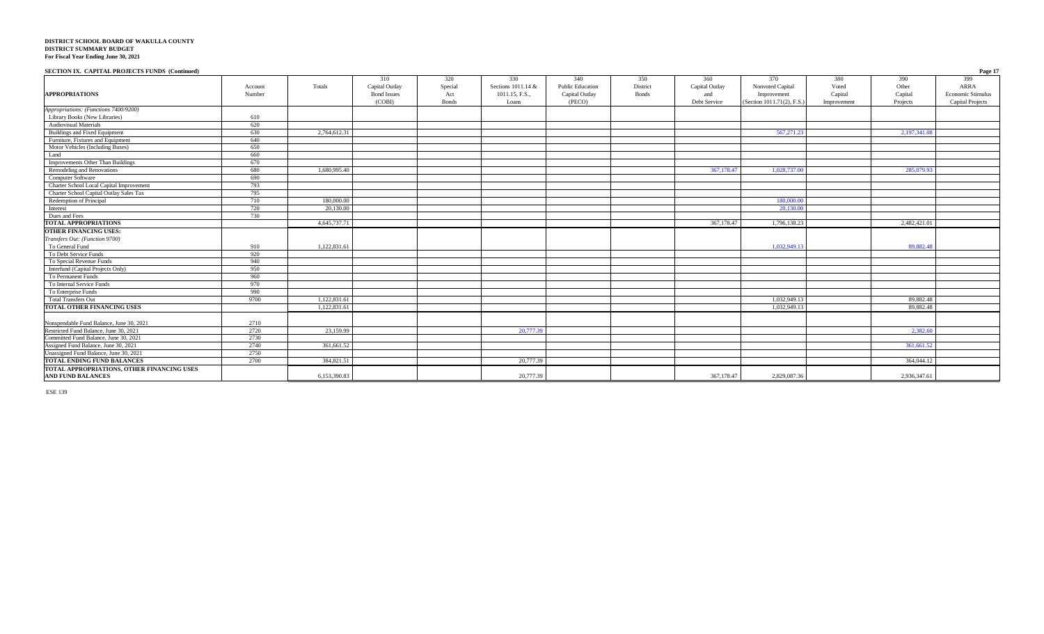**DISTRICT SCHOOL BOARD OF WAKULLA COUNTY**
**DISTRICT SUMMARY BUDGET**
**For Fiscal Year Ending June 30, 2021**

**SECTION IX. CAPITAL PROJECTS FUNDS (Continued)**

| APPROPRIATIONS | Account Number | Totals | 310 Capital Outlay Bond Issues (COBI) | 320 Special Act Bonds | 330 Sections 1011.14 & 1011.15, F.S., Loans | 340 Public Education Capital Outlay (PECO) | 350 District Bonds | 360 Capital Outlay and Debt Service | 370 Nonvoted Capital Improvement (Section 1011.71(2), F.S.) | 380 Voted Capital Improvement | 390 Other Capital Projects | 399 ARRA Economic Stimulus Capital Projects |
|---|---|---|---|---|---|---|---|---|---|---|---|---|
| *Appropriations: (Functions 7400/9200)* | | | | | | | | | | | | |
| Library Books (New Libraries) | 610 | | | | | | | | | | | |
| Audiovisual Materials | 620 | | | | | | | | | | | |
| Buildings and Fixed Equipment | 630 | 2,764,612.31 | | | | | | | 567,271.23 | | 2,197,341.08 | |
| Furniture, Fixtures and Equipment | 640 | | | | | | | | | | | |
| Motor Vehicles (Including Buses) | 650 | | | | | | | | | | | |
| Land | 660 | | | | | | | | | | | |
| Improvements Other Than Buildings | 670 | | | | | | | | | | | |
| Remodeling and Renovations | 680 | 1,680,995.40 | | | | | | 367,178.47 | 1,028,737.00 | | 285,079.93 | |
| Computer Software | 690 | | | | | | | | | | | |
| Charter School Local Capital Improvement | 793 | | | | | | | | | | | |
| Charter School Capital Outlay Sales Tax | 795 | | | | | | | | | | | |
| Redemption of Principal | 710 | 180,000.00 | | | | | | | 180,000.00 | | | |
| Interest | 720 | 20,130.00 | | | | | | | 20,130.00 | | | |
| Dues and Fees | 730 | | | | | | | | | | | |
| **TOTAL APPROPRIATIONS** | | 4,645,737.71 | | | | | | 367,178.47 | 1,796,138.23 | | 2,482,421.01 | |
| **OTHER FINANCING USES:** | | | | | | | | | | | | |
| *Transfers Out: (Function 9700)* | | | | | | | | | | | | |
| To General Fund | 910 | 1,122,831.61 | | | | | | | 1,032,949.13 | | 89,882.48 | |
| To Debt Service Funds | 920 | | | | | | | | | | | |
| To Special Revenue Funds | 940 | | | | | | | | | | | |
| Interfund (Capital Projects Only) | 950 | | | | | | | | | | | |
| To Permanent Funds | 960 | | | | | | | | | | | |
| To Internal Service Funds | 970 | | | | | | | | | | | |
| To Enterprise Funds | 990 | | | | | | | | | | | |
| Total Transfers Out | 9700 | 1,122,831.61 | | | | | | | 1,032,949.13 | | 89,882.48 | |
| **TOTAL OTHER FINANCING USES** | | 1,122,831.61 | | | | | | | 1,032,949.13 | | 89,882.48 | |
| Nonspendable Fund Balance, June 30, 2021 | 2710 | | | | | | | | | | | |
| Restricted Fund Balance, June 30, 2021 | 2720 | 23,159.99 | | | 20,777.39 | | | | | | 2,382.60 | |
| Committed Fund Balance, June 30, 2021 | 2730 | | | | | | | | | | | |
| Assigned Fund Balance, June 30, 2021 | 2740 | 361,661.52 | | | | | | | | | 361,661.52 | |
| Unassigned Fund Balance, June 30, 2021 | 2750 | | | | | | | | | | | |
| **TOTAL ENDING FUND BALANCES** | 2700 | 384,821.51 | | | 20,777.39 | | | | | | 364,044.12 | |
| **TOTAL APPROPRIATIONS, OTHER FINANCING USES AND FUND BALANCES** | | 6,153,390.83 | | | 20,777.39 | | | 367,178.47 | 2,829,087.36 | | 2,936,347.61 | |

ESE 139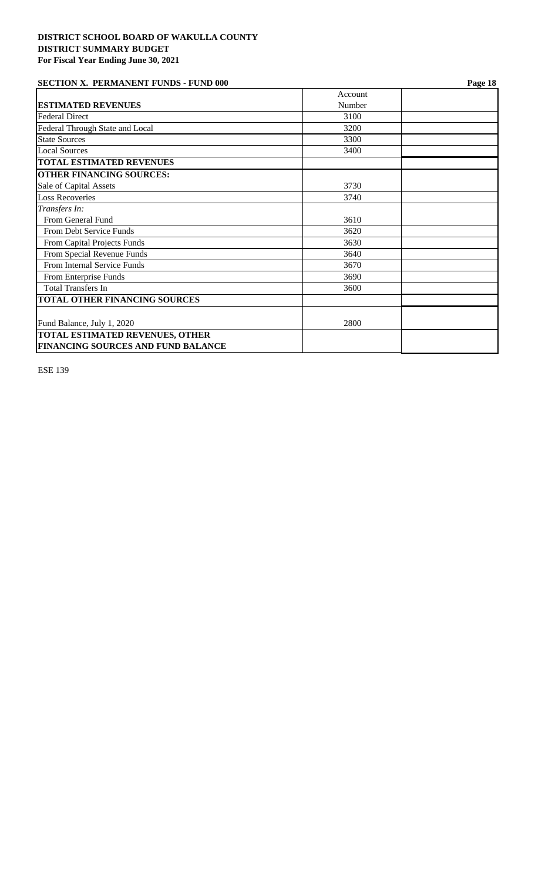**DISTRICT SCHOOL BOARD OF WAKULLA COUNTY**
**DISTRICT SUMMARY BUDGET**
**For Fiscal Year Ending June 30, 2021**

**SECTION X. PERMANENT FUNDS - FUND 000**

| **ESTIMATED REVENUES** | Account Number | |
|---|---|---|
| Federal Direct | 3100 | |
| Federal Through State and Local | 3200 | |
| State Sources | 3300 | |
| Local Sources | 3400 | |
| **TOTAL ESTIMATED REVENUES** | | |
| **OTHER FINANCING SOURCES:** | | |
| Sale of Capital Assets | 3730 | |
| Loss Recoveries | 3740 | |
| *Transfers In:* | | |
| From General Fund | 3610 | |
| From Debt Service Funds | 3620 | |
| From Capital Projects Funds | 3630 | |
| From Special Revenue Funds | 3640 | |
| From Internal Service Funds | 3670 | |
| From Enterprise Funds | 3690 | |
| Total Transfers In | 3600 | |
| **TOTAL OTHER FINANCING SOURCES** | | |
| Fund Balance, July 1, 2020 | 2800 | |
| **TOTAL ESTIMATED REVENUES, OTHER FINANCING SOURCES AND FUND BALANCE** | | |

ESE 139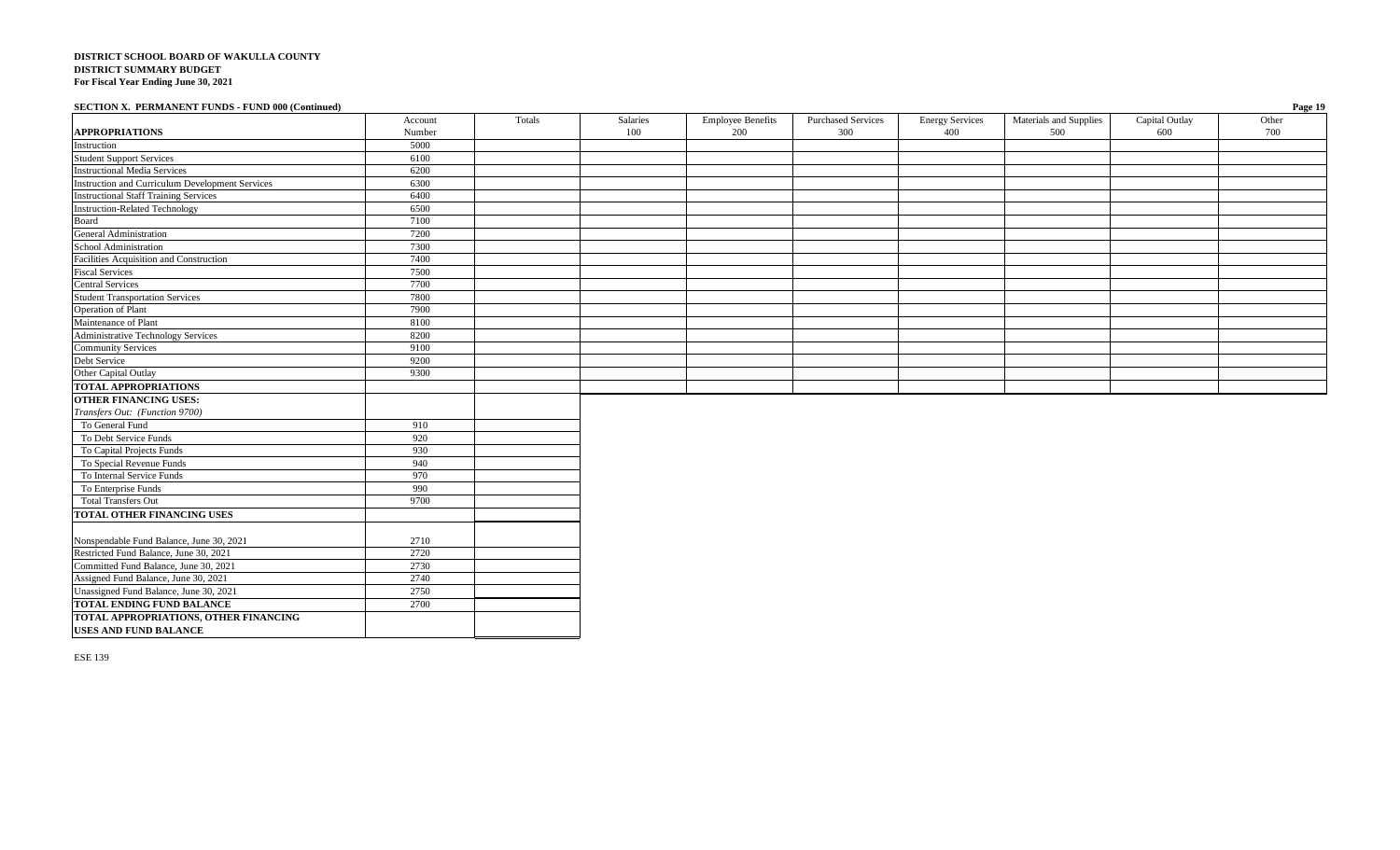**DISTRICT SCHOOL BOARD OF WAKULLA COUNTY**
**DISTRICT SUMMARY BUDGET**
**For Fiscal Year Ending June 30, 2021**

**SECTION X. PERMANENT FUNDS - FUND 000 (Continued)**

| **APPROPRIATIONS** | Account Number | Totals | Salaries 100 | Employee Benefits 200 | Purchased Services 300 | Energy Services 400 | Materials and Supplies 500 | Capital Outlay 600 | Other 700 |
|---|---|---|---|---|---|---|---|---|---|
| Instruction | 5000 | | | | | | | | |
| Student Support Services | 6100 | | | | | | | | |
| Instructional Media Services | 6200 | | | | | | | | |
| Instruction and Curriculum Development Services | 6300 | | | | | | | | |
| Instructional Staff Training Services | 6400 | | | | | | | | |
| Instruction-Related Technology | 6500 | | | | | | | | |
| Board | 7100 | | | | | | | | |
| General Administration | 7200 | | | | | | | | |
| School Administration | 7300 | | | | | | | | |
| Facilities Acquisition and Construction | 7400 | | | | | | | | |
| Fiscal Services | 7500 | | | | | | | | |
| Central Services | 7700 | | | | | | | | |
| Student Transportation Services | 7800 | | | | | | | | |
| Operation of Plant | 7900 | | | | | | | | |
| Maintenance of Plant | 8100 | | | | | | | | |
| Administrative Technology Services | 8200 | | | | | | | | |
| Community Services | 9100 | | | | | | | | |
| Debt Service | 9200 | | | | | | | | |
| Other Capital Outlay | 9300 | | | | | | | | |
| **TOTAL APPROPRIATIONS** | | | | | | | | | |

| | Account Number | Totals |
|---|---|---|
| **OTHER FINANCING USES:** | | |
| *Transfers Out: (Function 9700)* | | |
| To General Fund | 910 | |
| To Debt Service Funds | 920 | |
| To Capital Projects Funds | 930 | |
| To Special Revenue Funds | 940 | |
| To Internal Service Funds | 970 | |
| To Enterprise Funds | 990 | |
| Total Transfers Out | 9700 | |
| **TOTAL OTHER FINANCING USES** | | |
| Nonspendable Fund Balance, June 30, 2021 | 2710 | |
| Restricted Fund Balance, June 30, 2021 | 2720 | |
| Committed Fund Balance, June 30, 2021 | 2730 | |
| Assigned Fund Balance, June 30, 2021 | 2740 | |
| Unassigned Fund Balance, June 30, 2021 | 2750 | |
| **TOTAL ENDING FUND BALANCE** | 2700 | |
| **TOTAL APPROPRIATIONS, OTHER FINANCING USES AND FUND BALANCE** | | |

ESE 139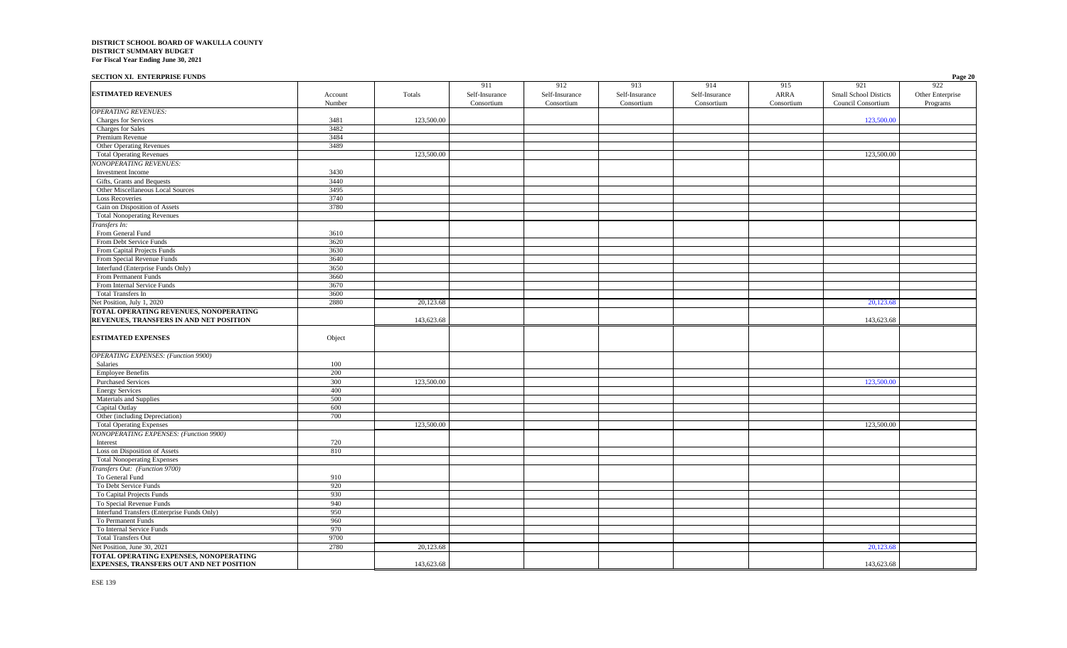**DISTRICT SCHOOL BOARD OF WAKULLA COUNTY**
**DISTRICT SUMMARY BUDGET**
**For Fiscal Year Ending June 30, 2021**

**SECTION XI. ENTERPRISE FUNDS**

| ESTIMATED REVENUES | Account Number | Totals | 911 Self-Insurance Consortium | 912 Self-Insurance Consortium | 913 Self-Insurance Consortium | 914 Self-Insurance Consortium | 915 ARRA Consortium | 921 Small School Disticts Council Consortium | 922 Other Enterprise Programs |
|---|---|---|---|---|---|---|---|---|---|
| *OPERATING REVENUES:* | | | | | | | | | |
| Charges for Services | 3481 | 123,500.00 | | | | | | 123,500.00 | |
| Charges for Sales | 3482 | | | | | | | | |
| Premium Revenue | 3484 | | | | | | | | |
| Other Operating Revenues | 3489 | | | | | | | | |
| Total Operating Revenues | | 123,500.00 | | | | | | 123,500.00 | |
| *NONOPERATING REVENUES:* | | | | | | | | | |
| Investment Income | 3430 | | | | | | | | |
| Gifts, Grants and Bequests | 3440 | | | | | | | | |
| Other Miscellaneous Local Sources | 3495 | | | | | | | | |
| Loss Recoveries | 3740 | | | | | | | | |
| Gain on Disposition of Assets | 3780 | | | | | | | | |
| Total Nonoperating Revenues | | | | | | | | | |
| *Transfers In:* | | | | | | | | | |
| From General Fund | 3610 | | | | | | | | |
| From Debt Service Funds | 3620 | | | | | | | | |
| From Capital Projects Funds | 3630 | | | | | | | | |
| From Special Revenue Funds | 3640 | | | | | | | | |
| Interfund (Enterprise Funds Only) | 3650 | | | | | | | | |
| From Permanent Funds | 3660 | | | | | | | | |
| From Internal Service Funds | 3670 | | | | | | | | |
| Total Transfers In | 3600 | | | | | | | | |
| Net Position, July 1, 2020 | 2880 | 20,123.68 | | | | | | 20,123.68 | |
| **TOTAL OPERATING REVENUES, NONOPERATING REVENUES, TRANSFERS IN AND NET POSITION** | | 143,623.68 | | | | | | 143,623.68 | |
| **ESTIMATED EXPENSES** | Object | | | | | | | | |
| *OPERATING EXPENSES: (Function 9900)* | | | | | | | | | |
| Salaries | 100 | | | | | | | | |
| Employee Benefits | 200 | | | | | | | | |
| Purchased Services | 300 | 123,500.00 | | | | | | 123,500.00 | |
| Energy Services | 400 | | | | | | | | |
| Materials and Supplies | 500 | | | | | | | | |
| Capital Outlay | 600 | | | | | | | | |
| Other (including Depreciation) | 700 | | | | | | | | |
| Total Operating Expenses | | 123,500.00 | | | | | | 123,500.00 | |
| *NONOPERATING EXPENSES: (Function 9900)* | | | | | | | | | |
| Interest | 720 | | | | | | | | |
| Loss on Disposition of Assets | 810 | | | | | | | | |
| Total Nonoperating Expenses | | | | | | | | | |
| *Transfers Out: (Function 9700)* | | | | | | | | | |
| To General Fund | 910 | | | | | | | | |
| To Debt Service Funds | 920 | | | | | | | | |
| To Capital Projects Funds | 930 | | | | | | | | |
| To Special Revenue Funds | 940 | | | | | | | | |
| Interfund Transfers (Enterprise Funds Only) | 950 | | | | | | | | |
| To Permanent Funds | 960 | | | | | | | | |
| To Internal Service Funds | 970 | | | | | | | | |
| Total Transfers Out | 9700 | | | | | | | | |
| Net Position, June 30, 2021 | 2780 | 20,123.68 | | | | | | 20,123.68 | |
| **TOTAL OPERATING EXPENSES, NONOPERATING EXPENSES, TRANSFERS OUT AND NET POSITION** | | 143,623.68 | | | | | | 143,623.68 | |

ESE 139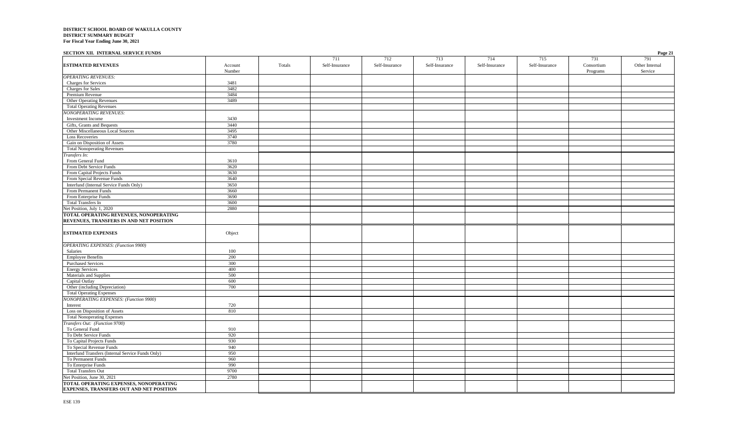**DISTRICT SCHOOL BOARD OF WAKULLA COUNTY**
**DISTRICT SUMMARY BUDGET**
**For Fiscal Year Ending June 30, 2021**

**SECTION XII. INTERNAL SERVICE FUNDS**

| **ESTIMATED REVENUES** | Account Number | Totals | 711 Self-Insurance | 712 Self-Insurance | 713 Self-Insurance | 714 Self-Insurance | 715 Self-Insurance | 731 Consortium Programs | 791 Other Internal Service |
|---|---|---|---|---|---|---|---|---|---|
| *OPERATING REVENUES:* | | | | | | | | | |
| Charges for Services | 3481 | | | | | | | | |
| Charges for Sales | 3482 | | | | | | | | |
| Premium Revenue | 3484 | | | | | | | | |
| Other Operating Revenues | 3489 | | | | | | | | |
| Total Operating Revenues | | | | | | | | | |
| *NONOPERATING REVENUES:* | | | | | | | | | |
| Investment Income | 3430 | | | | | | | | |
| Gifts, Grants and Bequests | 3440 | | | | | | | | |
| Other Miscellaneous Local Sources | 3495 | | | | | | | | |
| Loss Recoveries | 3740 | | | | | | | | |
| Gain on Disposition of Assets | 3780 | | | | | | | | |
| Total Nonoperating Revenues | | | | | | | | | |
| *Transfers In:* | | | | | | | | | |
| From General Fund | 3610 | | | | | | | | |
| From Debt Service Funds | 3620 | | | | | | | | |
| From Capital Projects Funds | 3630 | | | | | | | | |
| From Special Revenue Funds | 3640 | | | | | | | | |
| Interfund (Internal Service Funds Only) | 3650 | | | | | | | | |
| From Permanent Funds | 3660 | | | | | | | | |
| From Enterprise Funds | 3690 | | | | | | | | |
| Total Transfers In | 3600 | | | | | | | | |
| Net Position, July 1, 2020 | 2880 | | | | | | | | |
| **TOTAL OPERATING REVENUES, NONOPERATING REVENUES, TRANSFERS IN AND NET POSITION** | | | | | | | | | |
| **ESTIMATED EXPENSES** | Object | | | | | | | | |
| *OPERATING EXPENSES: (Function 9900)* | | | | | | | | | |
| Salaries | 100 | | | | | | | | |
| Employee Benefits | 200 | | | | | | | | |
| Purchased Services | 300 | | | | | | | | |
| Energy Services | 400 | | | | | | | | |
| Materials and Supplies | 500 | | | | | | | | |
| Capital Outlay | 600 | | | | | | | | |
| Other (including Depreciation) | 700 | | | | | | | | |
| Total Operating Expenses | | | | | | | | | |
| *NONOPERATING EXPENSES: (Function 9900)* | | | | | | | | | |
| Interest | 720 | | | | | | | | |
| Loss on Disposition of Assets | 810 | | | | | | | | |
| Total Nonoperating Expenses | | | | | | | | | |
| *Transfers Out: (Function 9700)* | | | | | | | | | |
| To General Fund | 910 | | | | | | | | |
| To Debt Service Funds | 920 | | | | | | | | |
| To Capital Projects Funds | 930 | | | | | | | | |
| To Special Revenue Funds | 940 | | | | | | | | |
| Interfund Transfers (Internal Service Funds Only) | 950 | | | | | | | | |
| To Permanent Funds | 960 | | | | | | | | |
| To Enterprise Funds | 990 | | | | | | | | |
| Total Transfers Out | 9700 | | | | | | | | |
| Net Position, June 30, 2021 | 2780 | | | | | | | | |
| **TOTAL OPERATING EXPENSES, NONOPERATING EXPENSES, TRANSFERS OUT AND NET POSITION** | | | | | | | | | |

ESE 139